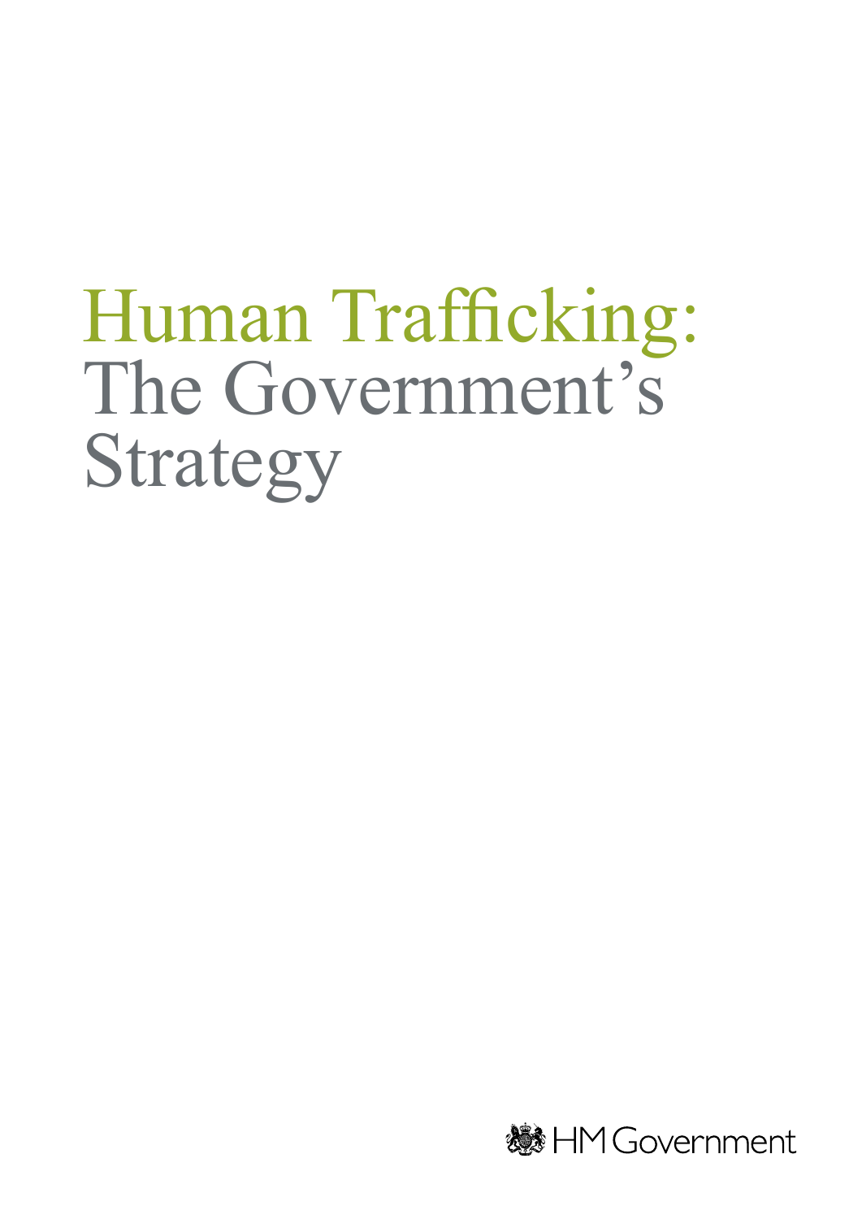# Human Trafficking: The Government's Strategy

HM Government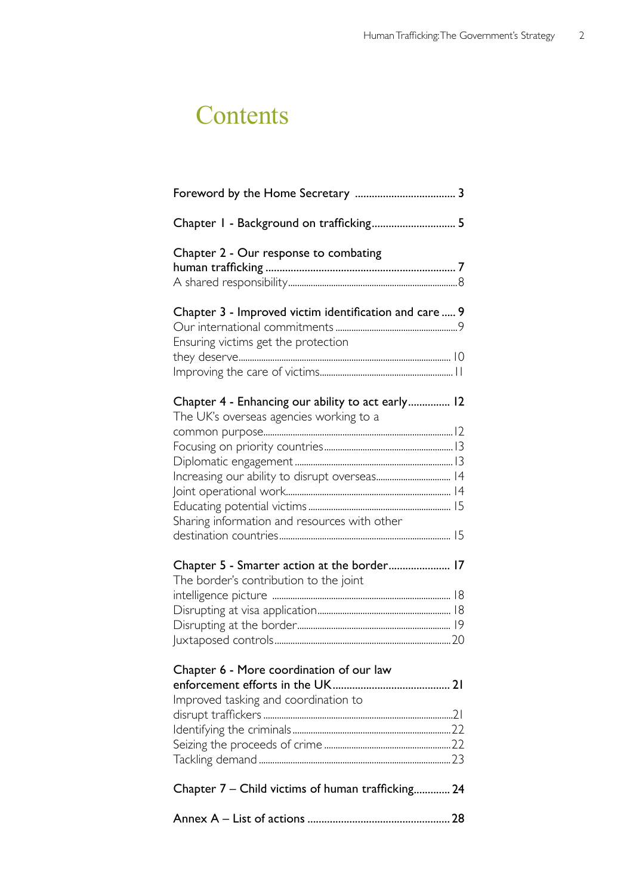# Contents

**Foreword by the Home Secretary** .................................... 3

**Chapter 1 - Background on trafficking** .............................. 5

**Chapter 2 - Our response to combating human trafficking** .................................................................... 7
A shared responsibility...........................................................................8

**Chapter 3 - Improved victim identification and care** ..... 9
Our international commitments ......................................................9
Ensuring victims get the protection they deserve.............................................................................................. 10
Improving the care of victims............................................................ 11

**Chapter 4 - Enhancing our ability to act early**............... 12
The UK's overseas agencies working to a common purpose.....................................................................................12
Focusing on priority countries..........................................................13
Diplomatic engagement .......................................................................13
Increasing our ability to disrupt overseas................................ 14
Joint operational work.......................................................................... 14
Educating potential victims ................................................................ 15
Sharing information and resources with other destination countries............................................................................ 15

**Chapter 5 - Smarter action at the border**...................... 17
The border's contribution to the joint intelligence picture ................................................................................ 18
Disrupting at visa application............................................................ 18
Disrupting at the border..................................................................... 19
Juxtaposed controls..............................................................................20

**Chapter 6 - More coordination of our law enforcement efforts in the UK**.......................................... 21
Improved tasking and coordination to disrupt traffickers ....................................................................................21
Identifying the criminals.......................................................................22
Seizing the proceeds of crime .........................................................22
Tackling demand .....................................................................................23

**Chapter 7 – Child victims of human trafficking**............. 24

**Annex A – List of actions** ................................................... 28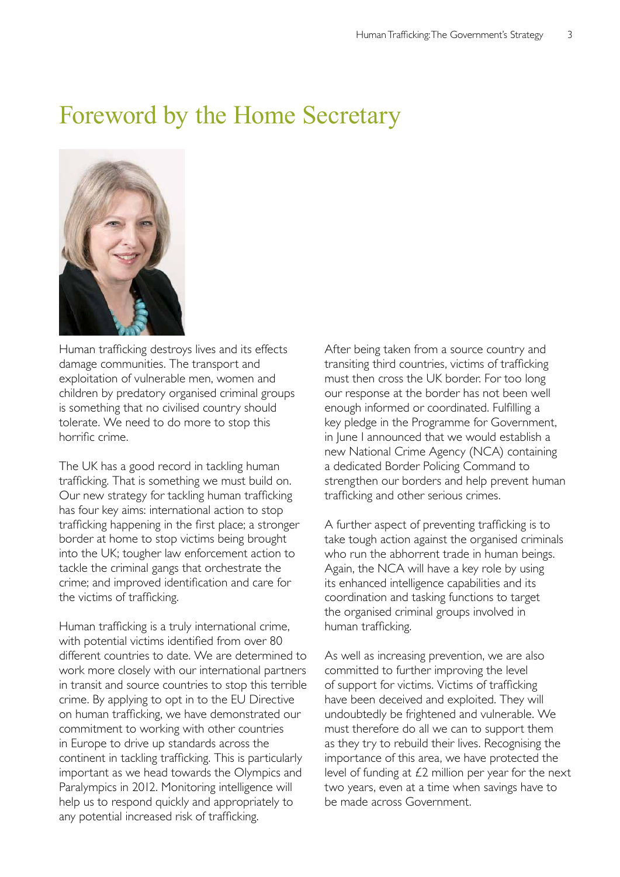# Foreword by the Home Secretary

Human trafficking destroys lives and its effects damage communities. The transport and exploitation of vulnerable men, women and children by predatory organised criminal groups is something that no civilised country should tolerate. We need to do more to stop this horrific crime.

The UK has a good record in tackling human trafficking. That is something we must build on. Our new strategy for tackling human trafficking has four key aims: international action to stop trafficking happening in the first place; a stronger border at home to stop victims being brought into the UK; tougher law enforcement action to tackle the criminal gangs that orchestrate the crime; and improved identification and care for the victims of trafficking.

Human trafficking is a truly international crime, with potential victims identified from over 80 different countries to date. We are determined to work more closely with our international partners in transit and source countries to stop this terrible crime. By applying to opt in to the EU Directive on human trafficking, we have demonstrated our commitment to working with other countries in Europe to drive up standards across the continent in tackling trafficking. This is particularly important as we head towards the Olympics and Paralympics in 2012. Monitoring intelligence will help us to respond quickly and appropriately to any potential increased risk of trafficking.

After being taken from a source country and transiting third countries, victims of trafficking must then cross the UK border. For too long our response at the border has not been well enough informed or coordinated. Fulfilling a key pledge in the Programme for Government, in June I announced that we would establish a new National Crime Agency (NCA) containing a dedicated Border Policing Command to strengthen our borders and help prevent human trafficking and other serious crimes.

A further aspect of preventing trafficking is to take tough action against the organised criminals who run the abhorrent trade in human beings. Again, the NCA will have a key role by using its enhanced intelligence capabilities and its coordination and tasking functions to target the organised criminal groups involved in human trafficking.

As well as increasing prevention, we are also committed to further improving the level of support for victims. Victims of trafficking have been deceived and exploited. They will undoubtedly be frightened and vulnerable. We must therefore do all we can to support them as they try to rebuild their lives. Recognising the importance of this area, we have protected the level of funding at £2 million per year for the next two years, even at a time when savings have to be made across Government.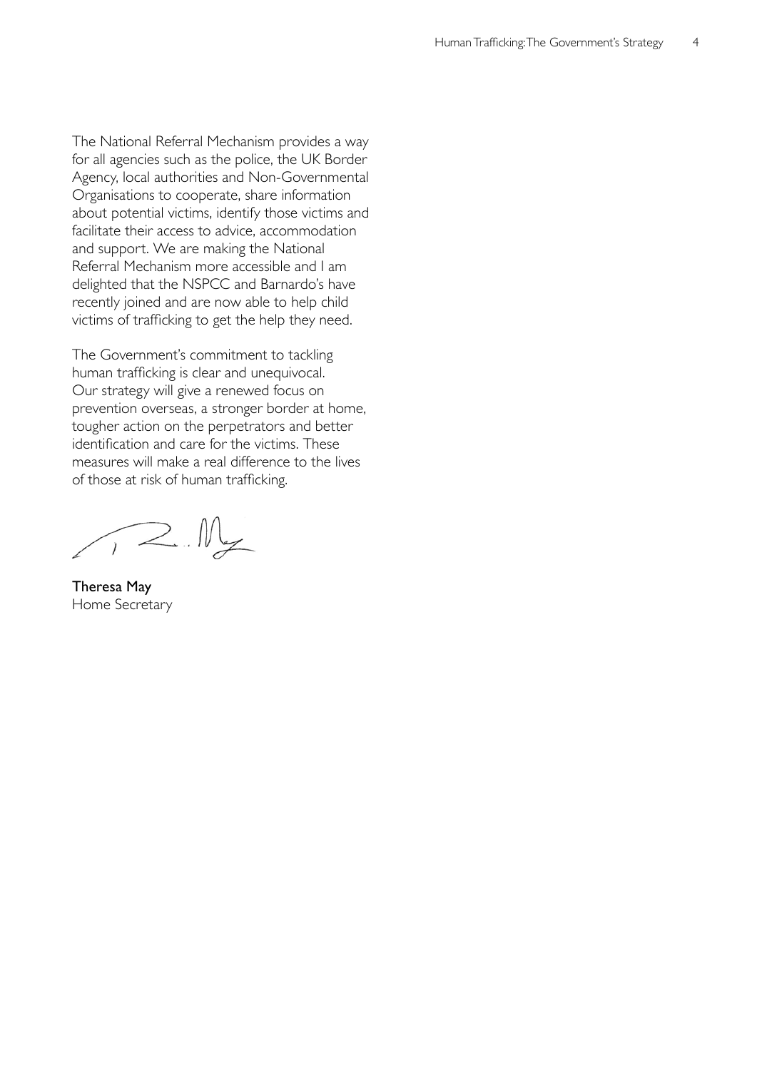The National Referral Mechanism provides a way for all agencies such as the police, the UK Border Agency, local authorities and Non-Governmental Organisations to cooperate, share information about potential victims, identify those victims and facilitate their access to advice, accommodation and support. We are making the National Referral Mechanism more accessible and I am delighted that the NSPCC and Barnardo's have recently joined and are now able to help child victims of trafficking to get the help they need.

The Government's commitment to tackling human trafficking is clear and unequivocal. Our strategy will give a renewed focus on prevention overseas, a stronger border at home, tougher action on the perpetrators and better identification and care for the victims. These measures will make a real difference to the lives of those at risk of human trafficking.

**Theresa May**
Home Secretary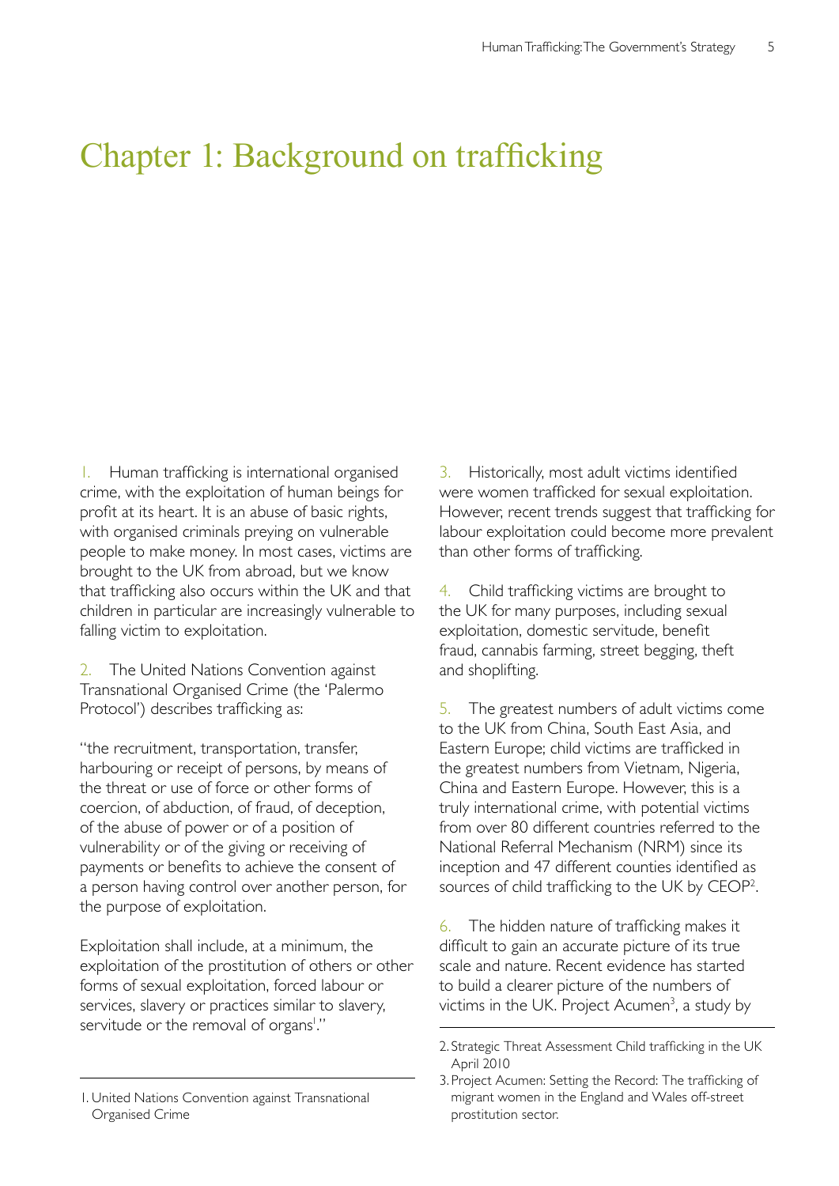# Chapter 1: Background on trafficking

1. Human trafficking is international organised crime, with the exploitation of human beings for profit at its heart. It is an abuse of basic rights, with organised criminals preying on vulnerable people to make money. In most cases, victims are brought to the UK from abroad, but we know that trafficking also occurs within the UK and that children in particular are increasingly vulnerable to falling victim to exploitation.

2. The United Nations Convention against Transnational Organised Crime (the 'Palermo Protocol') describes trafficking as:

"the recruitment, transportation, transfer, harbouring or receipt of persons, by means of the threat or use of force or other forms of coercion, of abduction, of fraud, of deception, of the abuse of power or of a position of vulnerability or of the giving or receiving of payments or benefits to achieve the consent of a person having control over another person, for the purpose of exploitation.

Exploitation shall include, at a minimum, the exploitation of the prostitution of others or other forms of sexual exploitation, forced labour or services, slavery or practices similar to slavery, servitude or the removal of organs[1]."

3. Historically, most adult victims identified were women trafficked for sexual exploitation. However, recent trends suggest that trafficking for labour exploitation could become more prevalent than other forms of trafficking.

4. Child trafficking victims are brought to the UK for many purposes, including sexual exploitation, domestic servitude, benefit fraud, cannabis farming, street begging, theft and shoplifting.

5. The greatest numbers of adult victims come to the UK from China, South East Asia, and Eastern Europe; child victims are trafficked in the greatest numbers from Vietnam, Nigeria, China and Eastern Europe. However, this is a truly international crime, with potential victims from over 80 different countries referred to the National Referral Mechanism (NRM) since its inception and 47 different counties identified as sources of child trafficking to the UK by CEOP[2].

6. The hidden nature of trafficking makes it difficult to gain an accurate picture of its true scale and nature. Recent evidence has started to build a clearer picture of the numbers of victims in the UK. Project Acumen[3], a study by

---

1. United Nations Convention against Transnational Organised Crime

2. Strategic Threat Assessment Child trafficking in the UK April 2010

3. Project Acumen: Setting the Record: The trafficking of migrant women in the England and Wales off-street prostitution sector.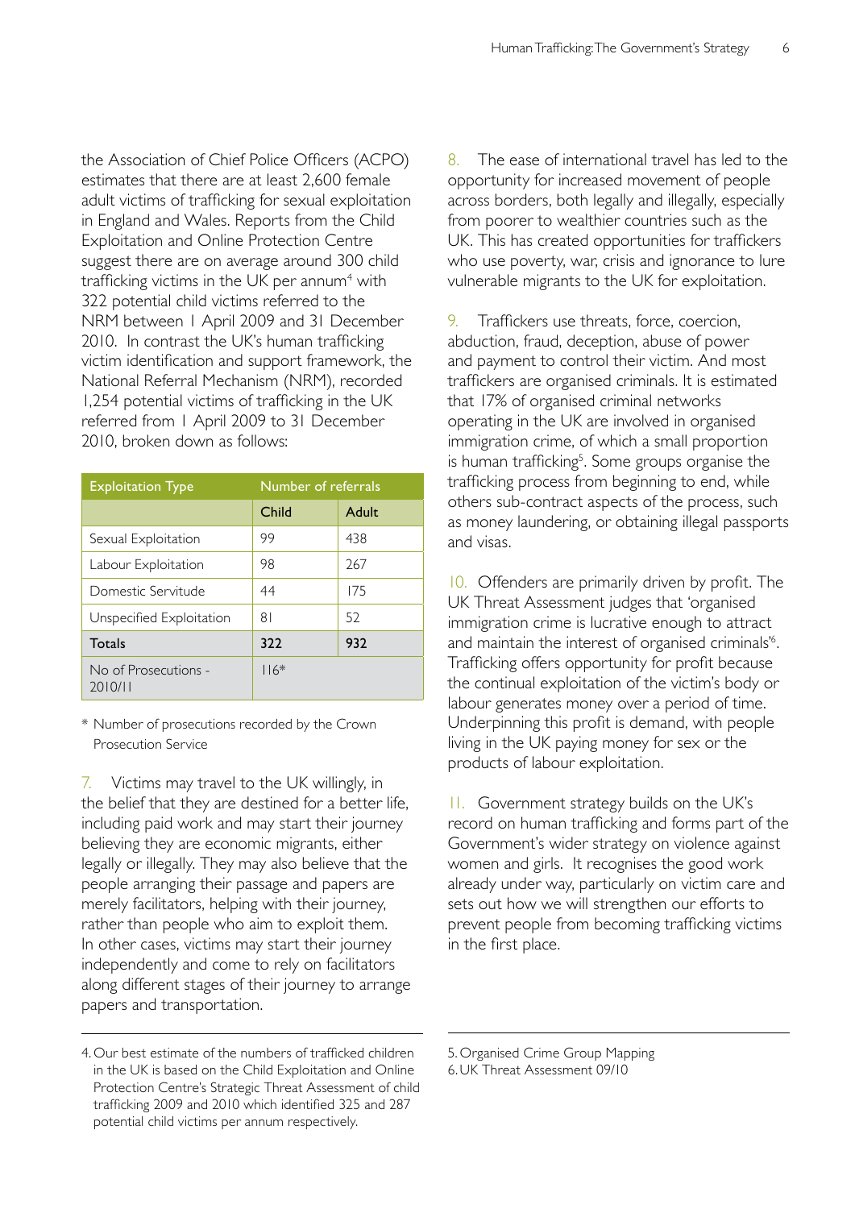the Association of Chief Police Officers (ACPO) estimates that there are at least 2,600 female adult victims of trafficking for sexual exploitation in England and Wales. Reports from the Child Exploitation and Online Protection Centre suggest there are on average around 300 child trafficking victims in the UK per annum[4] with 322 potential child victims referred to the NRM between 1 April 2009 and 31 December 2010. In contrast the UK's human trafficking victim identification and support framework, the National Referral Mechanism (NRM), recorded 1,254 potential victims of trafficking in the UK referred from 1 April 2009 to 31 December 2010, broken down as follows:

| Exploitation Type | Number of referrals | |
|---|---|---|
| | Child | Adult |
| Sexual Exploitation | 99 | 438 |
| Labour Exploitation | 98 | 267 |
| Domestic Servitude | 44 | 175 |
| Unspecified Exploitation | 81 | 52 |
| **Totals** | **322** | **932** |
| No of Prosecutions - 2010/11 | 116* | |

\* Number of prosecutions recorded by the Crown Prosecution Service

7. Victims may travel to the UK willingly, in the belief that they are destined for a better life, including paid work and may start their journey believing they are economic migrants, either legally or illegally. They may also believe that the people arranging their passage and papers are merely facilitators, helping with their journey, rather than people who aim to exploit them. In other cases, victims may start their journey independently and come to rely on facilitators along different stages of their journey to arrange papers and transportation.

8. The ease of international travel has led to the opportunity for increased movement of people across borders, both legally and illegally, especially from poorer to wealthier countries such as the UK. This has created opportunities for traffickers who use poverty, war, crisis and ignorance to lure vulnerable migrants to the UK for exploitation.

9. Traffickers use threats, force, coercion, abduction, fraud, deception, abuse of power and payment to control their victim. And most traffickers are organised criminals. It is estimated that 17% of organised criminal networks operating in the UK are involved in organised immigration crime, of which a small proportion is human trafficking[5]. Some groups organise the trafficking process from beginning to end, while others sub-contract aspects of the process, such as money laundering, or obtaining illegal passports and visas.

10. Offenders are primarily driven by profit. The UK Threat Assessment judges that 'organised immigration crime is lucrative enough to attract and maintain the interest of organised criminals'[6]. Trafficking offers opportunity for profit because the continual exploitation of the victim's body or labour generates money over a period of time. Underpinning this profit is demand, with people living in the UK paying money for sex or the products of labour exploitation.

11. Government strategy builds on the UK's record on human trafficking and forms part of the Government's wider strategy on violence against women and girls. It recognises the good work already under way, particularly on victim care and sets out how we will strengthen our efforts to prevent people from becoming trafficking victims in the first place.

---

4. Our best estimate of the numbers of trafficked children in the UK is based on the Child Exploitation and Online Protection Centre's Strategic Threat Assessment of child trafficking 2009 and 2010 which identified 325 and 287 potential child victims per annum respectively.

5. Organised Crime Group Mapping

6. UK Threat Assessment 09/10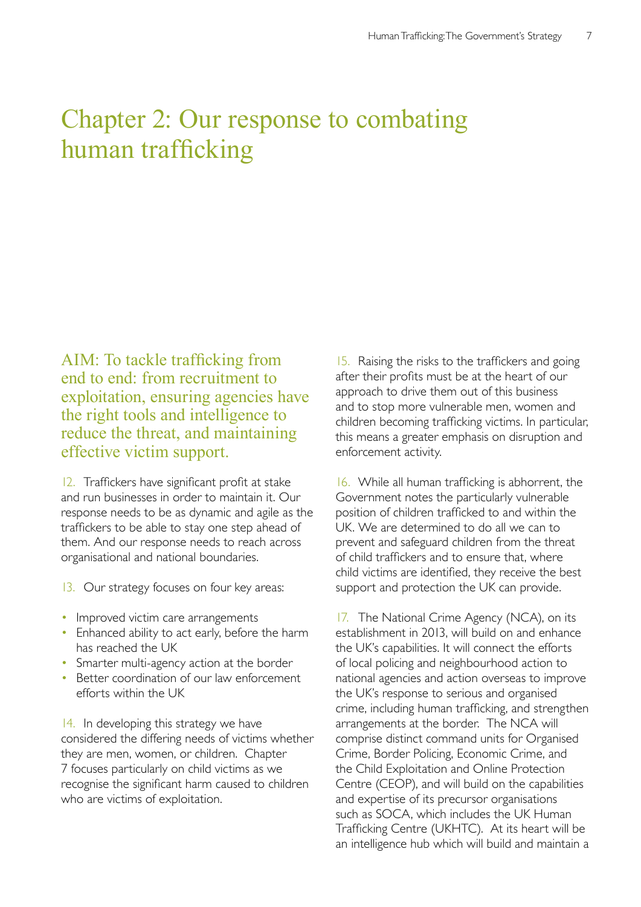# Chapter 2: Our response to combating human trafficking

AIM: To tackle trafficking from end to end: from recruitment to exploitation, ensuring agencies have the right tools and intelligence to reduce the threat, and maintaining effective victim support.

12. Traffickers have significant profit at stake and run businesses in order to maintain it. Our response needs to be as dynamic and agile as the traffickers to be able to stay one step ahead of them. And our response needs to reach across organisational and national boundaries.

13. Our strategy focuses on four key areas:

- Improved victim care arrangements
- Enhanced ability to act early, before the harm has reached the UK
- Smarter multi-agency action at the border
- Better coordination of our law enforcement efforts within the UK

14. In developing this strategy we have considered the differing needs of victims whether they are men, women, or children. Chapter 7 focuses particularly on child victims as we recognise the significant harm caused to children who are victims of exploitation.

15. Raising the risks to the traffickers and going after their profits must be at the heart of our approach to drive them out of this business and to stop more vulnerable men, women and children becoming trafficking victims. In particular, this means a greater emphasis on disruption and enforcement activity.

16. While all human trafficking is abhorrent, the Government notes the particularly vulnerable position of children trafficked to and within the UK. We are determined to do all we can to prevent and safeguard children from the threat of child traffickers and to ensure that, where child victims are identified, they receive the best support and protection the UK can provide.

17. The National Crime Agency (NCA), on its establishment in 2013, will build on and enhance the UK's capabilities. It will connect the efforts of local policing and neighbourhood action to national agencies and action overseas to improve the UK's response to serious and organised crime, including human trafficking, and strengthen arrangements at the border. The NCA will comprise distinct command units for Organised Crime, Border Policing, Economic Crime, and the Child Exploitation and Online Protection Centre (CEOP), and will build on the capabilities and expertise of its precursor organisations such as SOCA, which includes the UK Human Trafficking Centre (UKHTC). At its heart will be an intelligence hub which will build and maintain a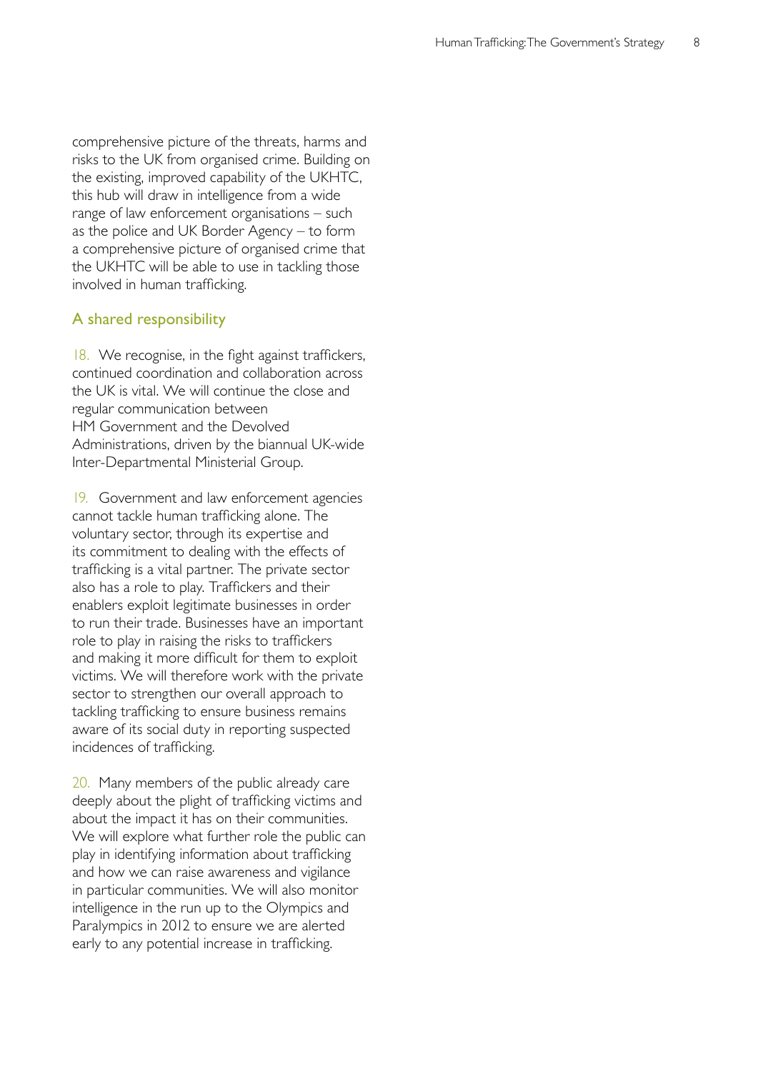comprehensive picture of the threats, harms and risks to the UK from organised crime. Building on the existing, improved capability of the UKHTC, this hub will draw in intelligence from a wide range of law enforcement organisations – such as the police and UK Border Agency – to form a comprehensive picture of organised crime that the UKHTC will be able to use in tackling those involved in human trafficking.

## A shared responsibility

18. We recognise, in the fight against traffickers, continued coordination and collaboration across the UK is vital. We will continue the close and regular communication between HM Government and the Devolved Administrations, driven by the biannual UK-wide Inter-Departmental Ministerial Group.

19. Government and law enforcement agencies cannot tackle human trafficking alone. The voluntary sector, through its expertise and its commitment to dealing with the effects of trafficking is a vital partner. The private sector also has a role to play. Traffickers and their enablers exploit legitimate businesses in order to run their trade. Businesses have an important role to play in raising the risks to traffickers and making it more difficult for them to exploit victims. We will therefore work with the private sector to strengthen our overall approach to tackling trafficking to ensure business remains aware of its social duty in reporting suspected incidences of trafficking.

20. Many members of the public already care deeply about the plight of trafficking victims and about the impact it has on their communities. We will explore what further role the public can play in identifying information about trafficking and how we can raise awareness and vigilance in particular communities. We will also monitor intelligence in the run up to the Olympics and Paralympics in 2012 to ensure we are alerted early to any potential increase in trafficking.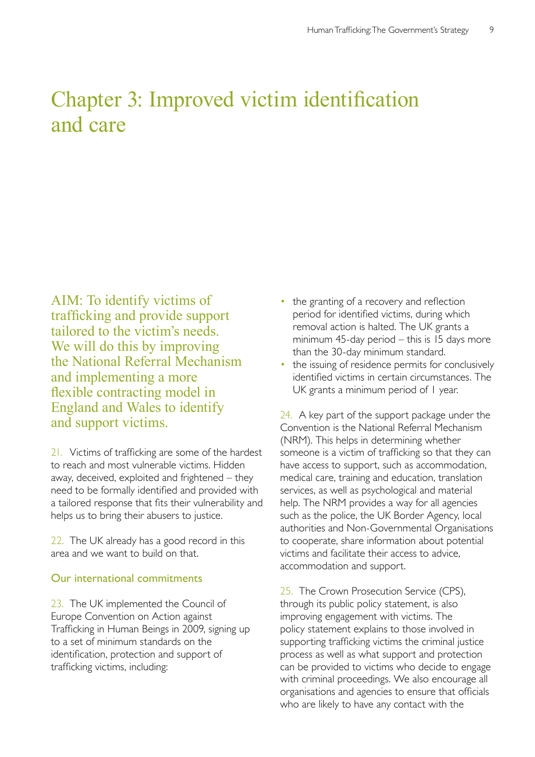# Chapter 3: Improved victim identification and care

AIM: To identify victims of trafficking and provide support tailored to the victim's needs. We will do this by improving the National Referral Mechanism and implementing a more flexible contracting model in England and Wales to identify and support victims.

21. Victims of trafficking are some of the hardest to reach and most vulnerable victims. Hidden away, deceived, exploited and frightened – they need to be formally identified and provided with a tailored response that fits their vulnerability and helps us to bring their abusers to justice.

22. The UK already has a good record in this area and we want to build on that.

### Our international commitments

23. The UK implemented the Council of Europe Convention on Action against Trafficking in Human Beings in 2009, signing up to a set of minimum standards on the identification, protection and support of trafficking victims, including:

- the granting of a recovery and reflection period for identified victims, during which removal action is halted. The UK grants a minimum 45-day period – this is 15 days more than the 30-day minimum standard.
- the issuing of residence permits for conclusively identified victims in certain circumstances. The UK grants a minimum period of 1 year.

24. A key part of the support package under the Convention is the National Referral Mechanism (NRM). This helps in determining whether someone is a victim of trafficking so that they can have access to support, such as accommodation, medical care, training and education, translation services, as well as psychological and material help. The NRM provides a way for all agencies such as the police, the UK Border Agency, local authorities and Non-Governmental Organisations to cooperate, share information about potential victims and facilitate their access to advice, accommodation and support.

25. The Crown Prosecution Service (CPS), through its public policy statement, is also improving engagement with victims. The policy statement explains to those involved in supporting trafficking victims the criminal justice process as well as what support and protection can be provided to victims who decide to engage with criminal proceedings. We also encourage all organisations and agencies to ensure that officials who are likely to have any contact with the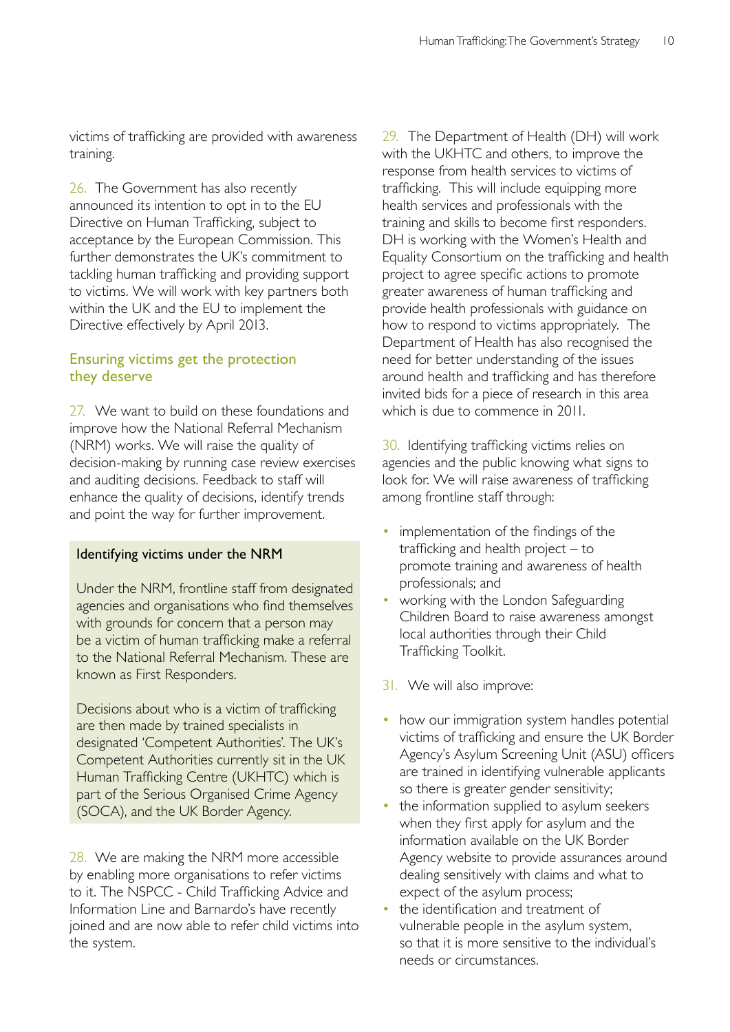victims of trafficking are provided with awareness training.

26. The Government has also recently announced its intention to opt in to the EU Directive on Human Trafficking, subject to acceptance by the European Commission. This further demonstrates the UK's commitment to tackling human trafficking and providing support to victims. We will work with key partners both within the UK and the EU to implement the Directive effectively by April 2013.

## Ensuring victims get the protection they deserve

27. We want to build on these foundations and improve how the National Referral Mechanism (NRM) works. We will raise the quality of decision-making by running case review exercises and auditing decisions. Feedback to staff will enhance the quality of decisions, identify trends and point the way for further improvement.

### Identifying victims under the NRM

Under the NRM, frontline staff from designated agencies and organisations who find themselves with grounds for concern that a person may be a victim of human trafficking make a referral to the National Referral Mechanism. These are known as First Responders.

Decisions about who is a victim of trafficking are then made by trained specialists in designated 'Competent Authorities'. The UK's Competent Authorities currently sit in the UK Human Trafficking Centre (UKHTC) which is part of the Serious Organised Crime Agency (SOCA), and the UK Border Agency.

28. We are making the NRM more accessible by enabling more organisations to refer victims to it. The NSPCC - Child Trafficking Advice and Information Line and Barnardo's have recently joined and are now able to refer child victims into the system.

29. The Department of Health (DH) will work with the UKHTC and others, to improve the response from health services to victims of trafficking. This will include equipping more health services and professionals with the training and skills to become first responders. DH is working with the Women's Health and Equality Consortium on the trafficking and health project to agree specific actions to promote greater awareness of human trafficking and provide health professionals with guidance on how to respond to victims appropriately. The Department of Health has also recognised the need for better understanding of the issues around health and trafficking and has therefore invited bids for a piece of research in this area which is due to commence in 2011.

30. Identifying trafficking victims relies on agencies and the public knowing what signs to look for. We will raise awareness of trafficking among frontline staff through:

- implementation of the findings of the trafficking and health project – to promote training and awareness of health professionals; and
- working with the London Safeguarding Children Board to raise awareness amongst local authorities through their Child Trafficking Toolkit.

31. We will also improve:

- how our immigration system handles potential victims of trafficking and ensure the UK Border Agency's Asylum Screening Unit (ASU) officers are trained in identifying vulnerable applicants so there is greater gender sensitivity;
- the information supplied to asylum seekers when they first apply for asylum and the information available on the UK Border Agency website to provide assurances around dealing sensitively with claims and what to expect of the asylum process;
- the identification and treatment of vulnerable people in the asylum system, so that it is more sensitive to the individual's needs or circumstances.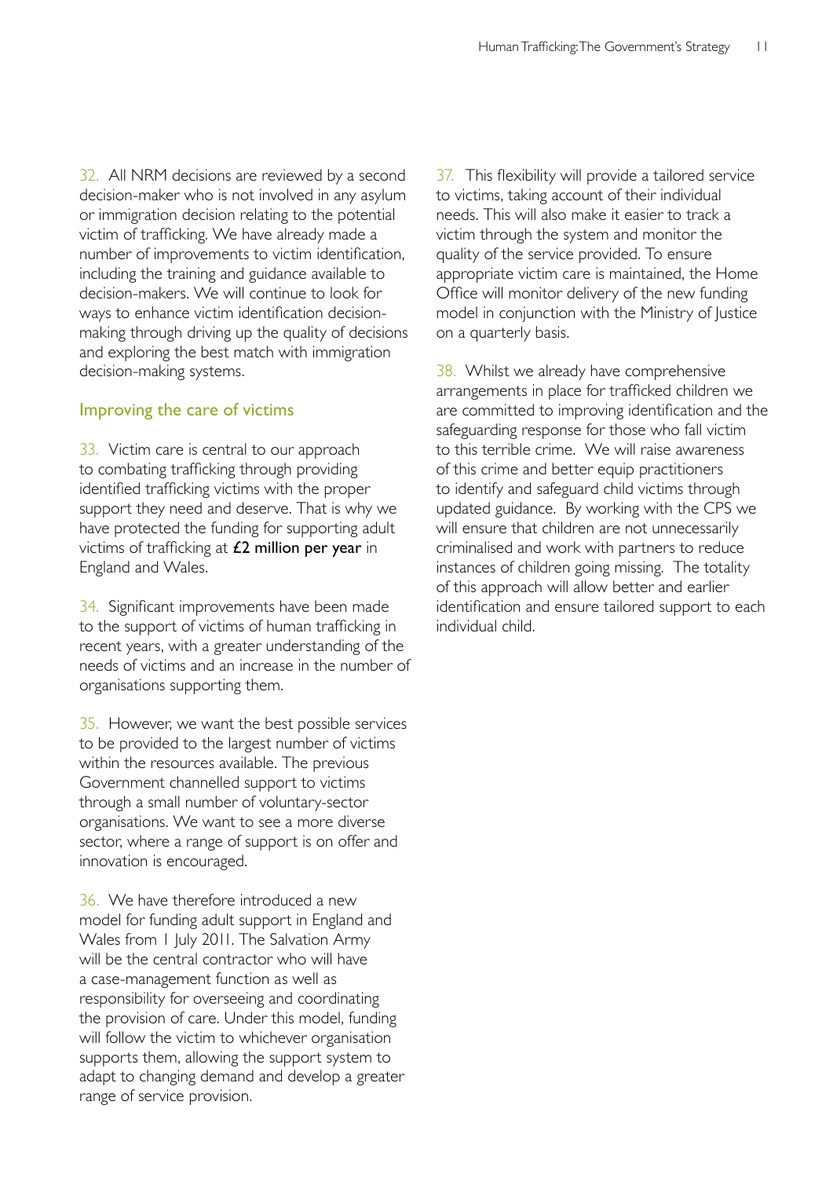32. All NRM decisions are reviewed by a second decision-maker who is not involved in any asylum or immigration decision relating to the potential victim of trafficking. We have already made a number of improvements to victim identification, including the training and guidance available to decision-makers. We will continue to look for ways to enhance victim identification decision-making through driving up the quality of decisions and exploring the best match with immigration decision-making systems.

## Improving the care of victims

33. Victim care is central to our approach to combating trafficking through providing identified trafficking victims with the proper support they need and deserve. That is why we have protected the funding for supporting adult victims of trafficking at **£2 million per year** in England and Wales.

34. Significant improvements have been made to the support of victims of human trafficking in recent years, with a greater understanding of the needs of victims and an increase in the number of organisations supporting them.

35. However, we want the best possible services to be provided to the largest number of victims within the resources available. The previous Government channelled support to victims through a small number of voluntary-sector organisations. We want to see a more diverse sector, where a range of support is on offer and innovation is encouraged.

36. We have therefore introduced a new model for funding adult support in England and Wales from 1 July 2011. The Salvation Army will be the central contractor who will have a case-management function as well as responsibility for overseeing and coordinating the provision of care. Under this model, funding will follow the victim to whichever organisation supports them, allowing the support system to adapt to changing demand and develop a greater range of service provision.

37. This flexibility will provide a tailored service to victims, taking account of their individual needs. This will also make it easier to track a victim through the system and monitor the quality of the service provided. To ensure appropriate victim care is maintained, the Home Office will monitor delivery of the new funding model in conjunction with the Ministry of Justice on a quarterly basis.

38. Whilst we already have comprehensive arrangements in place for trafficked children we are committed to improving identification and the safeguarding response for those who fall victim to this terrible crime. We will raise awareness of this crime and better equip practitioners to identify and safeguard child victims through updated guidance. By working with the CPS we will ensure that children are not unnecessarily criminalised and work with partners to reduce instances of children going missing. The totality of this approach will allow better and earlier identification and ensure tailored support to each individual child.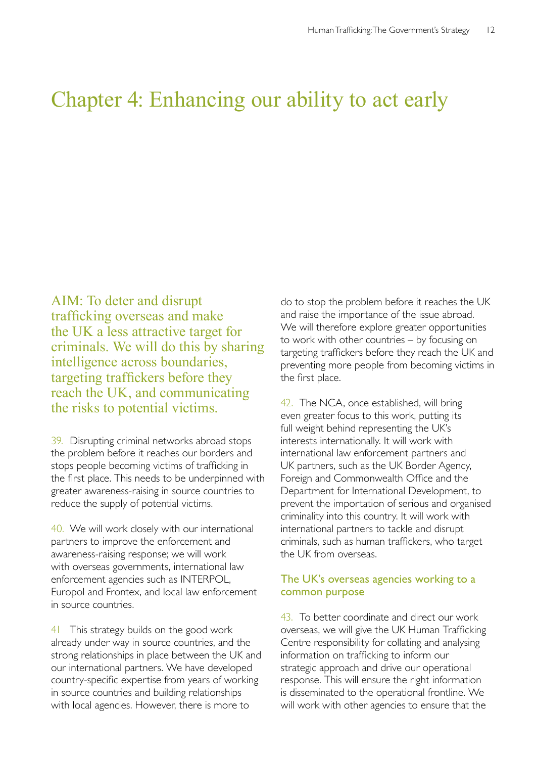# Chapter 4: Enhancing our ability to act early

AIM: To deter and disrupt trafficking overseas and make the UK a less attractive target for criminals. We will do this by sharing intelligence across boundaries, targeting traffickers before they reach the UK, and communicating the risks to potential victims.

39. Disrupting criminal networks abroad stops the problem before it reaches our borders and stops people becoming victims of trafficking in the first place. This needs to be underpinned with greater awareness-raising in source countries to reduce the supply of potential victims.

40. We will work closely with our international partners to improve the enforcement and awareness-raising response; we will work with overseas governments, international law enforcement agencies such as INTERPOL, Europol and Frontex, and local law enforcement in source countries.

41 This strategy builds on the good work already under way in source countries, and the strong relationships in place between the UK and our international partners. We have developed country-specific expertise from years of working in source countries and building relationships with local agencies. However, there is more to do to stop the problem before it reaches the UK and raise the importance of the issue abroad. We will therefore explore greater opportunities to work with other countries – by focusing on targeting traffickers before they reach the UK and preventing more people from becoming victims in the first place.

42. The NCA, once established, will bring even greater focus to this work, putting its full weight behind representing the UK's interests internationally. It will work with international law enforcement partners and UK partners, such as the UK Border Agency, Foreign and Commonwealth Office and the Department for International Development, to prevent the importation of serious and organised criminality into this country. It will work with international partners to tackle and disrupt criminals, such as human traffickers, who target the UK from overseas.

## The UK's overseas agencies working to a common purpose

43. To better coordinate and direct our work overseas, we will give the UK Human Trafficking Centre responsibility for collating and analysing information on trafficking to inform our strategic approach and drive our operational response. This will ensure the right information is disseminated to the operational frontline. We will work with other agencies to ensure that the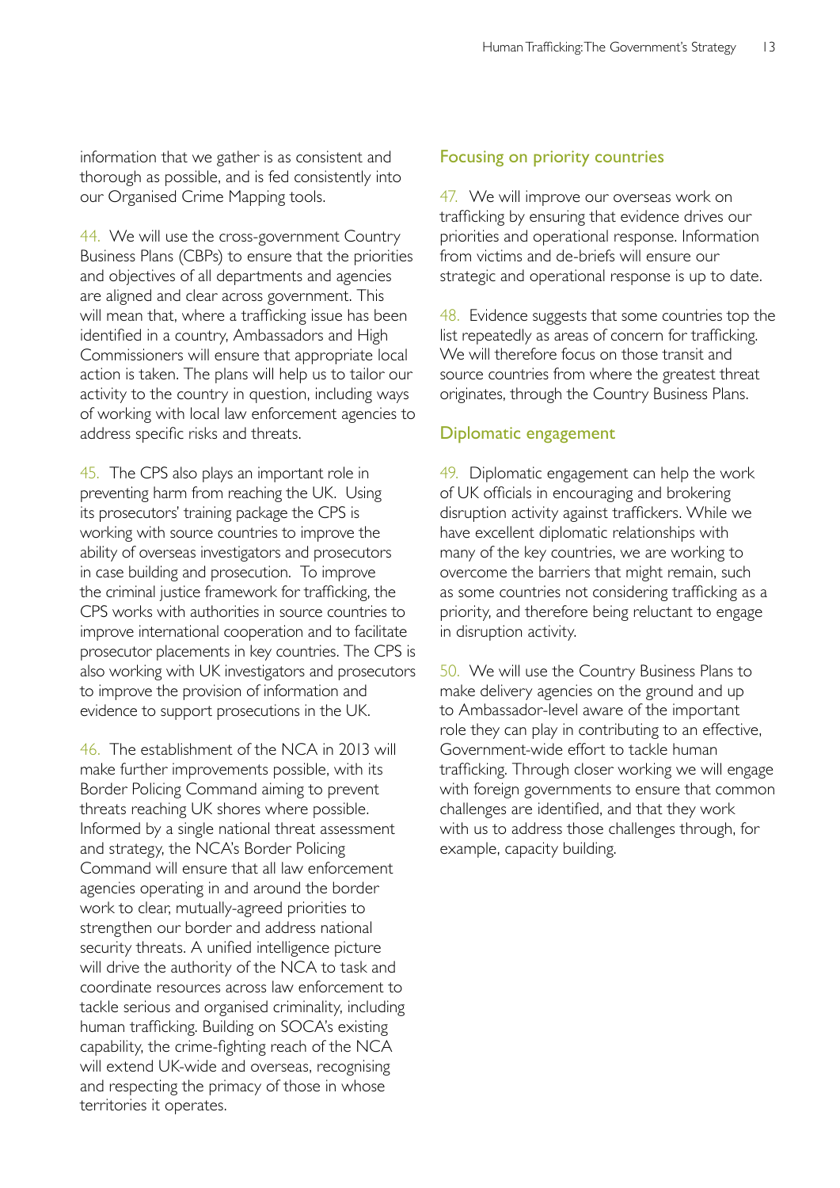information that we gather is as consistent and thorough as possible, and is fed consistently into our Organised Crime Mapping tools.

44. We will use the cross-government Country Business Plans (CBPs) to ensure that the priorities and objectives of all departments and agencies are aligned and clear across government. This will mean that, where a trafficking issue has been identified in a country, Ambassadors and High Commissioners will ensure that appropriate local action is taken. The plans will help us to tailor our activity to the country in question, including ways of working with local law enforcement agencies to address specific risks and threats.

45. The CPS also plays an important role in preventing harm from reaching the UK. Using its prosecutors' training package the CPS is working with source countries to improve the ability of overseas investigators and prosecutors in case building and prosecution. To improve the criminal justice framework for trafficking, the CPS works with authorities in source countries to improve international cooperation and to facilitate prosecutor placements in key countries. The CPS is also working with UK investigators and prosecutors to improve the provision of information and evidence to support prosecutions in the UK.

46. The establishment of the NCA in 2013 will make further improvements possible, with its Border Policing Command aiming to prevent threats reaching UK shores where possible. Informed by a single national threat assessment and strategy, the NCA's Border Policing Command will ensure that all law enforcement agencies operating in and around the border work to clear, mutually-agreed priorities to strengthen our border and address national security threats. A unified intelligence picture will drive the authority of the NCA to task and coordinate resources across law enforcement to tackle serious and organised criminality, including human trafficking. Building on SOCA's existing capability, the crime-fighting reach of the NCA will extend UK-wide and overseas, recognising and respecting the primacy of those in whose territories it operates.

### Focusing on priority countries

47. We will improve our overseas work on trafficking by ensuring that evidence drives our priorities and operational response. Information from victims and de-briefs will ensure our strategic and operational response is up to date.

48. Evidence suggests that some countries top the list repeatedly as areas of concern for trafficking. We will therefore focus on those transit and source countries from where the greatest threat originates, through the Country Business Plans.

### Diplomatic engagement

49. Diplomatic engagement can help the work of UK officials in encouraging and brokering disruption activity against traffickers. While we have excellent diplomatic relationships with many of the key countries, we are working to overcome the barriers that might remain, such as some countries not considering trafficking as a priority, and therefore being reluctant to engage in disruption activity.

50. We will use the Country Business Plans to make delivery agencies on the ground and up to Ambassador-level aware of the important role they can play in contributing to an effective, Government-wide effort to tackle human trafficking. Through closer working we will engage with foreign governments to ensure that common challenges are identified, and that they work with us to address those challenges through, for example, capacity building.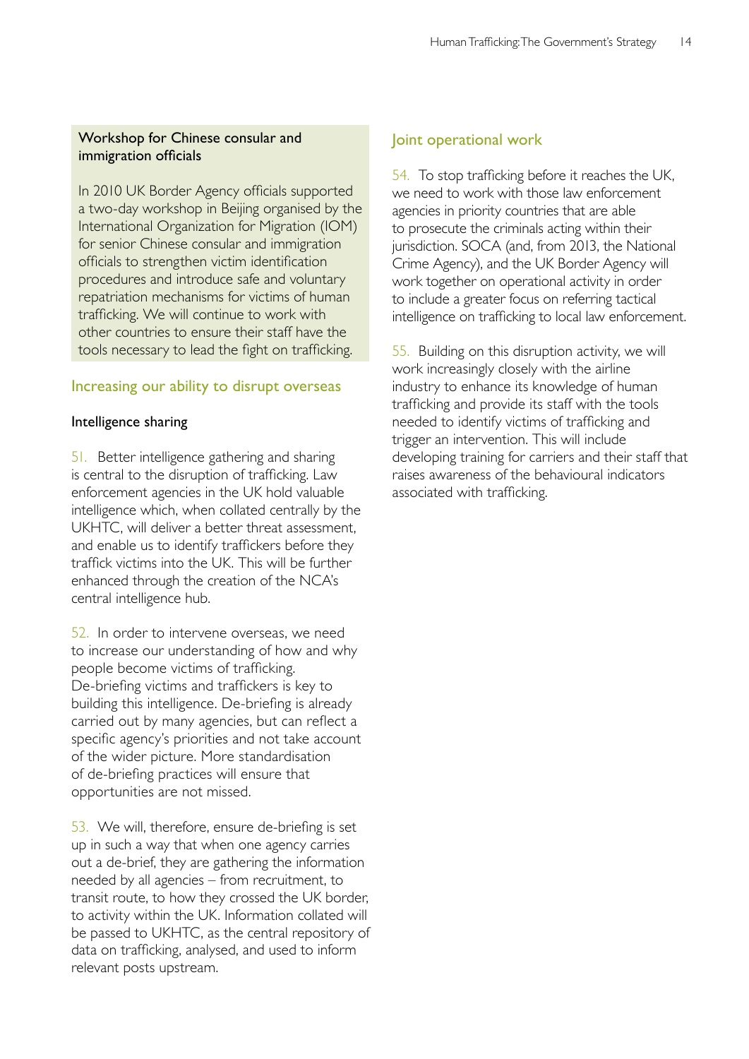**Workshop for Chinese consular and immigration officials**

In 2010 UK Border Agency officials supported a two-day workshop in Beijing organised by the International Organization for Migration (IOM) for senior Chinese consular and immigration officials to strengthen victim identification procedures and introduce safe and voluntary repatriation mechanisms for victims of human trafficking. We will continue to work with other countries to ensure their staff have the tools necessary to lead the fight on trafficking.

## Increasing our ability to disrupt overseas

### Intelligence sharing

51. Better intelligence gathering and sharing is central to the disruption of trafficking. Law enforcement agencies in the UK hold valuable intelligence which, when collated centrally by the UKHTC, will deliver a better threat assessment, and enable us to identify traffickers before they traffick victims into the UK. This will be further enhanced through the creation of the NCA's central intelligence hub.

52. In order to intervene overseas, we need to increase our understanding of how and why people become victims of trafficking. De-briefing victims and traffickers is key to building this intelligence. De-briefing is already carried out by many agencies, but can reflect a specific agency's priorities and not take account of the wider picture. More standardisation of de-briefing practices will ensure that opportunities are not missed.

53. We will, therefore, ensure de-briefing is set up in such a way that when one agency carries out a de-brief, they are gathering the information needed by all agencies – from recruitment, to transit route, to how they crossed the UK border, to activity within the UK. Information collated will be passed to UKHTC, as the central repository of data on trafficking, analysed, and used to inform relevant posts upstream.

## Joint operational work

54. To stop trafficking before it reaches the UK, we need to work with those law enforcement agencies in priority countries that are able to prosecute the criminals acting within their jurisdiction. SOCA (and, from 2013, the National Crime Agency), and the UK Border Agency will work together on operational activity in order to include a greater focus on referring tactical intelligence on trafficking to local law enforcement.

55. Building on this disruption activity, we will work increasingly closely with the airline industry to enhance its knowledge of human trafficking and provide its staff with the tools needed to identify victims of trafficking and trigger an intervention. This will include developing training for carriers and their staff that raises awareness of the behavioural indicators associated with trafficking.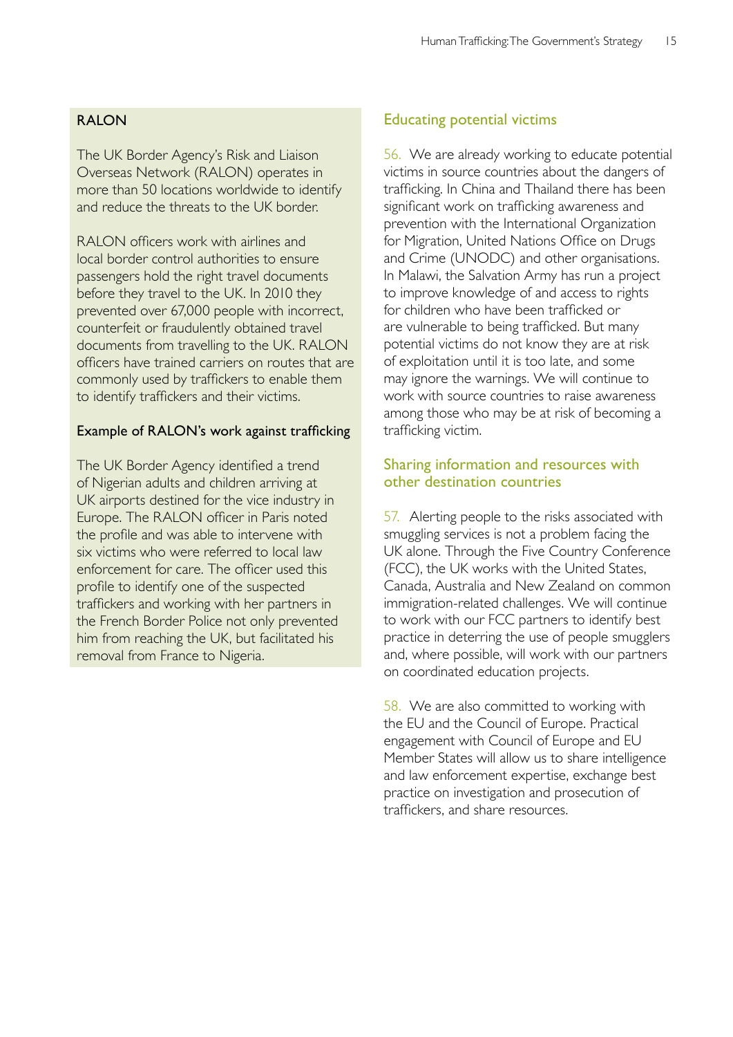### RALON

The UK Border Agency's Risk and Liaison Overseas Network (RALON) operates in more than 50 locations worldwide to identify and reduce the threats to the UK border.

RALON officers work with airlines and local border control authorities to ensure passengers hold the right travel documents before they travel to the UK. In 2010 they prevented over 67,000 people with incorrect, counterfeit or fraudulently obtained travel documents from travelling to the UK. RALON officers have trained carriers on routes that are commonly used by traffickers to enable them to identify traffickers and their victims.

#### Example of RALON's work against trafficking

The UK Border Agency identified a trend of Nigerian adults and children arriving at UK airports destined for the vice industry in Europe. The RALON officer in Paris noted the profile and was able to intervene with six victims who were referred to local law enforcement for care. The officer used this profile to identify one of the suspected traffickers and working with her partners in the French Border Police not only prevented him from reaching the UK, but facilitated his removal from France to Nigeria.

## Educating potential victims

56. We are already working to educate potential victims in source countries about the dangers of trafficking. In China and Thailand there has been significant work on trafficking awareness and prevention with the International Organization for Migration, United Nations Office on Drugs and Crime (UNODC) and other organisations. In Malawi, the Salvation Army has run a project to improve knowledge of and access to rights for children who have been trafficked or are vulnerable to being trafficked. But many potential victims do not know they are at risk of exploitation until it is too late, and some may ignore the warnings. We will continue to work with source countries to raise awareness among those who may be at risk of becoming a trafficking victim.

## Sharing information and resources with other destination countries

57. Alerting people to the risks associated with smuggling services is not a problem facing the UK alone. Through the Five Country Conference (FCC), the UK works with the United States, Canada, Australia and New Zealand on common immigration-related challenges. We will continue to work with our FCC partners to identify best practice in deterring the use of people smugglers and, where possible, will work with our partners on coordinated education projects.

58. We are also committed to working with the EU and the Council of Europe. Practical engagement with Council of Europe and EU Member States will allow us to share intelligence and law enforcement expertise, exchange best practice on investigation and prosecution of traffickers, and share resources.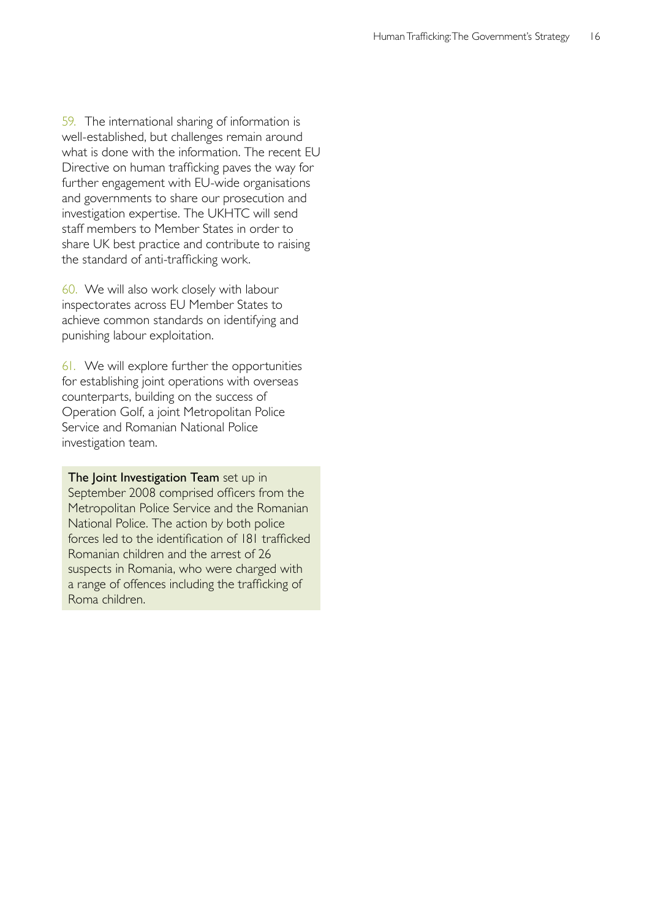59. The international sharing of information is well-established, but challenges remain around what is done with the information. The recent EU Directive on human trafficking paves the way for further engagement with EU-wide organisations and governments to share our prosecution and investigation expertise. The UKHTC will send staff members to Member States in order to share UK best practice and contribute to raising the standard of anti-trafficking work.

60. We will also work closely with labour inspectorates across EU Member States to achieve common standards on identifying and punishing labour exploitation.

61. We will explore further the opportunities for establishing joint operations with overseas counterparts, building on the success of Operation Golf, a joint Metropolitan Police Service and Romanian National Police investigation team.

**The Joint Investigation Team** set up in September 2008 comprised officers from the Metropolitan Police Service and the Romanian National Police. The action by both police forces led to the identification of 181 trafficked Romanian children and the arrest of 26 suspects in Romania, who were charged with a range of offences including the trafficking of Roma children.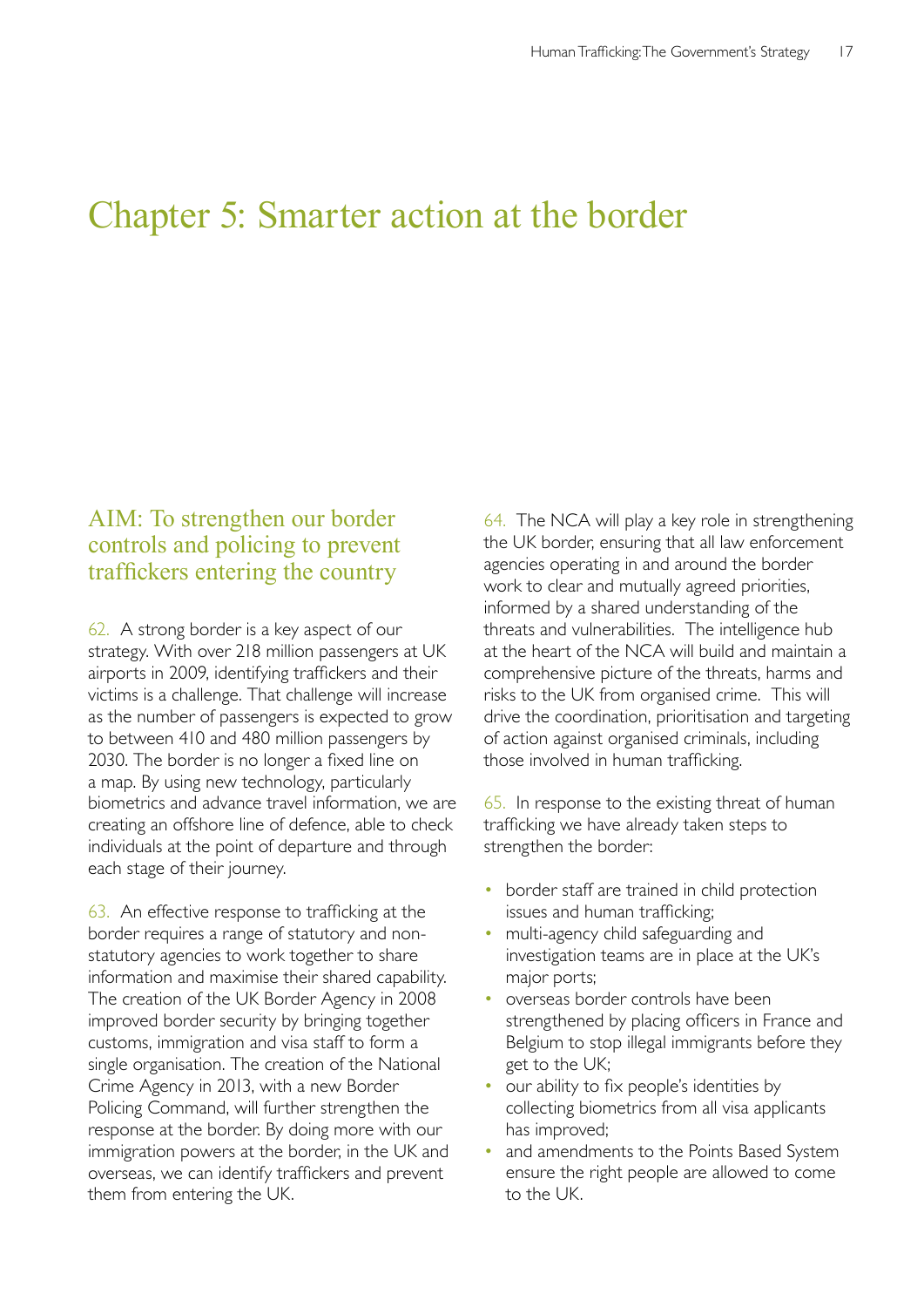# Chapter 5: Smarter action at the border

## AIM: To strengthen our border controls and policing to prevent traffickers entering the country

62. A strong border is a key aspect of our strategy. With over 218 million passengers at UK airports in 2009, identifying traffickers and their victims is a challenge. That challenge will increase as the number of passengers is expected to grow to between 410 and 480 million passengers by 2030. The border is no longer a fixed line on a map. By using new technology, particularly biometrics and advance travel information, we are creating an offshore line of defence, able to check individuals at the point of departure and through each stage of their journey.

63. An effective response to trafficking at the border requires a range of statutory and non-statutory agencies to work together to share information and maximise their shared capability. The creation of the UK Border Agency in 2008 improved border security by bringing together customs, immigration and visa staff to form a single organisation. The creation of the National Crime Agency in 2013, with a new Border Policing Command, will further strengthen the response at the border. By doing more with our immigration powers at the border, in the UK and overseas, we can identify traffickers and prevent them from entering the UK.

64. The NCA will play a key role in strengthening the UK border, ensuring that all law enforcement agencies operating in and around the border work to clear and mutually agreed priorities, informed by a shared understanding of the threats and vulnerabilities. The intelligence hub at the heart of the NCA will build and maintain a comprehensive picture of the threats, harms and risks to the UK from organised crime. This will drive the coordination, prioritisation and targeting of action against organised criminals, including those involved in human trafficking.

65. In response to the existing threat of human trafficking we have already taken steps to strengthen the border:

- border staff are trained in child protection issues and human trafficking;
- multi-agency child safeguarding and investigation teams are in place at the UK's major ports;
- overseas border controls have been strengthened by placing officers in France and Belgium to stop illegal immigrants before they get to the UK;
- our ability to fix people's identities by collecting biometrics from all visa applicants has improved;
- and amendments to the Points Based System ensure the right people are allowed to come to the UK.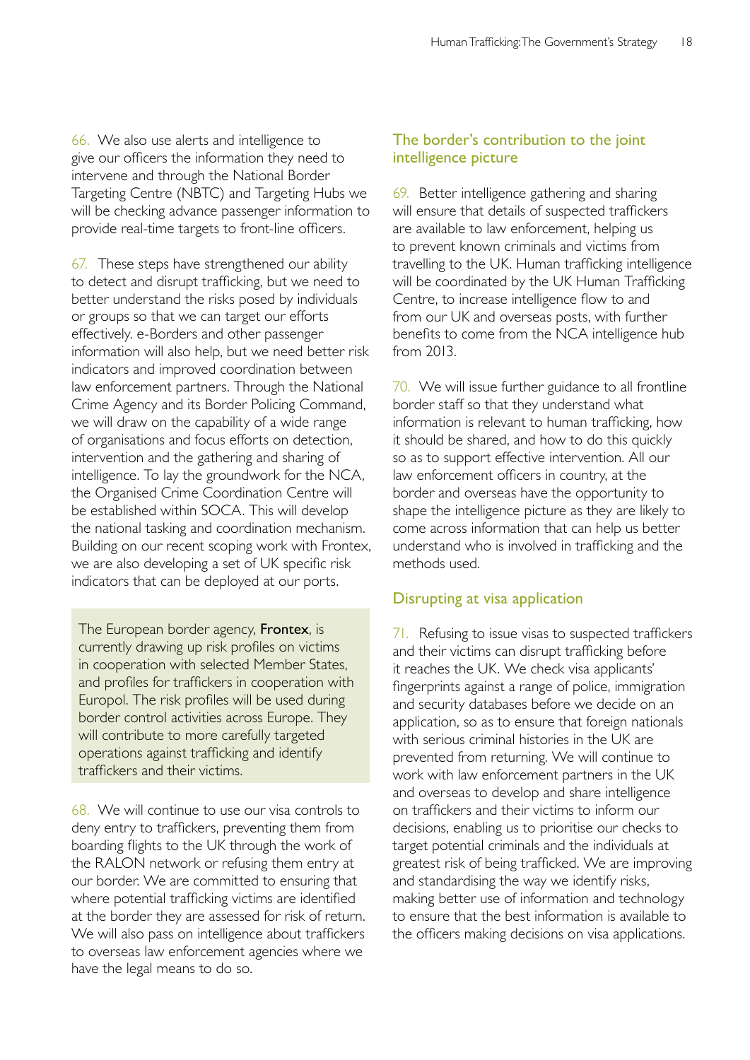66. We also use alerts and intelligence to give our officers the information they need to intervene and through the National Border Targeting Centre (NBTC) and Targeting Hubs we will be checking advance passenger information to provide real-time targets to front-line officers.

67. These steps have strengthened our ability to detect and disrupt trafficking, but we need to better understand the risks posed by individuals or groups so that we can target our efforts effectively. e-Borders and other passenger information will also help, but we need better risk indicators and improved coordination between law enforcement partners. Through the National Crime Agency and its Border Policing Command, we will draw on the capability of a wide range of organisations and focus efforts on detection, intervention and the gathering and sharing of intelligence. To lay the groundwork for the NCA, the Organised Crime Coordination Centre will be established within SOCA. This will develop the national tasking and coordination mechanism. Building on our recent scoping work with Frontex, we are also developing a set of UK specific risk indicators that can be deployed at our ports.

> The European border agency, **Frontex**, is currently drawing up risk profiles on victims in cooperation with selected Member States, and profiles for traffickers in cooperation with Europol. The risk profiles will be used during border control activities across Europe. They will contribute to more carefully targeted operations against trafficking and identify traffickers and their victims.

68. We will continue to use our visa controls to deny entry to traffickers, preventing them from boarding flights to the UK through the work of the RALON network or refusing them entry at our border. We are committed to ensuring that where potential trafficking victims are identified at the border they are assessed for risk of return. We will also pass on intelligence about traffickers to overseas law enforcement agencies where we have the legal means to do so.

## The border's contribution to the joint intelligence picture

69. Better intelligence gathering and sharing will ensure that details of suspected traffickers are available to law enforcement, helping us to prevent known criminals and victims from travelling to the UK. Human trafficking intelligence will be coordinated by the UK Human Trafficking Centre, to increase intelligence flow to and from our UK and overseas posts, with further benefits to come from the NCA intelligence hub from 2013.

70. We will issue further guidance to all frontline border staff so that they understand what information is relevant to human trafficking, how it should be shared, and how to do this quickly so as to support effective intervention. All our law enforcement officers in country, at the border and overseas have the opportunity to shape the intelligence picture as they are likely to come across information that can help us better understand who is involved in trafficking and the methods used.

## Disrupting at visa application

71. Refusing to issue visas to suspected traffickers and their victims can disrupt trafficking before it reaches the UK. We check visa applicants' fingerprints against a range of police, immigration and security databases before we decide on an application, so as to ensure that foreign nationals with serious criminal histories in the UK are prevented from returning. We will continue to work with law enforcement partners in the UK and overseas to develop and share intelligence on traffickers and their victims to inform our decisions, enabling us to prioritise our checks to target potential criminals and the individuals at greatest risk of being trafficked. We are improving and standardising the way we identify risks, making better use of information and technology to ensure that the best information is available to the officers making decisions on visa applications.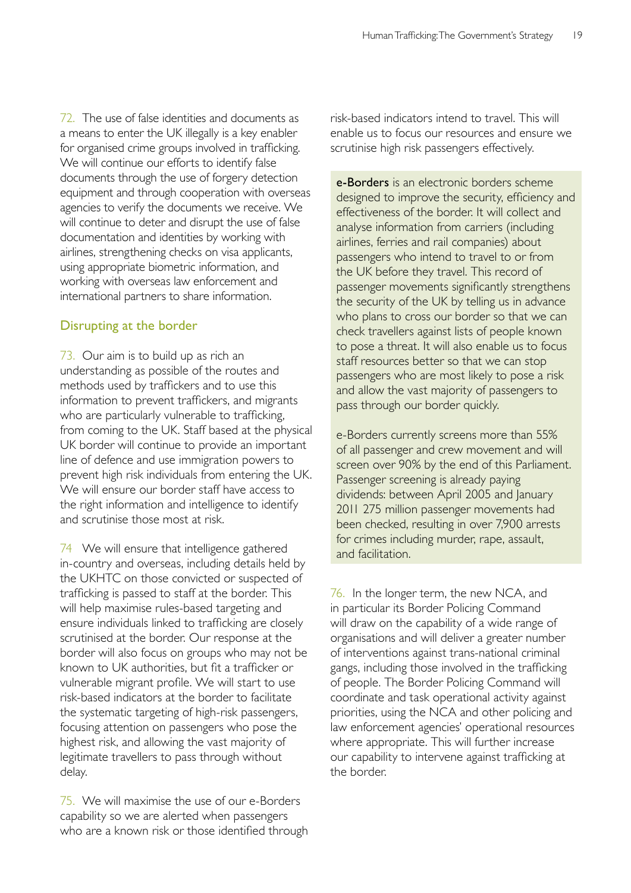72. The use of false identities and documents as a means to enter the UK illegally is a key enabler for organised crime groups involved in trafficking. We will continue our efforts to identify false documents through the use of forgery detection equipment and through cooperation with overseas agencies to verify the documents we receive. We will continue to deter and disrupt the use of false documentation and identities by working with airlines, strengthening checks on visa applicants, using appropriate biometric information, and working with overseas law enforcement and international partners to share information.

## Disrupting at the border

73. Our aim is to build up as rich an understanding as possible of the routes and methods used by traffickers and to use this information to prevent traffickers, and migrants who are particularly vulnerable to trafficking, from coming to the UK. Staff based at the physical UK border will continue to provide an important line of defence and use immigration powers to prevent high risk individuals from entering the UK. We will ensure our border staff have access to the right information and intelligence to identify and scrutinise those most at risk.

74 We will ensure that intelligence gathered in-country and overseas, including details held by the UKHTC on those convicted or suspected of trafficking is passed to staff at the border. This will help maximise rules-based targeting and ensure individuals linked to trafficking are closely scrutinised at the border. Our response at the border will also focus on groups who may not be known to UK authorities, but fit a trafficker or vulnerable migrant profile. We will start to use risk-based indicators at the border to facilitate the systematic targeting of high-risk passengers, focusing attention on passengers who pose the highest risk, and allowing the vast majority of legitimate travellers to pass through without delay.

75. We will maximise the use of our e-Borders capability so we are alerted when passengers who are a known risk or those identified through risk-based indicators intend to travel. This will enable us to focus our resources and ensure we scrutinise high risk passengers effectively.

> **e-Borders** is an electronic borders scheme designed to improve the security, efficiency and effectiveness of the border. It will collect and analyse information from carriers (including airlines, ferries and rail companies) about passengers who intend to travel to or from the UK before they travel. This record of passenger movements significantly strengthens the security of the UK by telling us in advance who plans to cross our border so that we can check travellers against lists of people known to pose a threat. It will also enable us to focus staff resources better so that we can stop passengers who are most likely to pose a risk and allow the vast majority of passengers to pass through our border quickly.
>
> e-Borders currently screens more than 55% of all passenger and crew movement and will screen over 90% by the end of this Parliament. Passenger screening is already paying dividends: between April 2005 and January 2011 275 million passenger movements had been checked, resulting in over 7,900 arrests for crimes including murder, rape, assault, and facilitation.

76. In the longer term, the new NCA, and in particular its Border Policing Command will draw on the capability of a wide range of organisations and will deliver a greater number of interventions against trans-national criminal gangs, including those involved in the trafficking of people. The Border Policing Command will coordinate and task operational activity against priorities, using the NCA and other policing and law enforcement agencies' operational resources where appropriate. This will further increase our capability to intervene against trafficking at the border.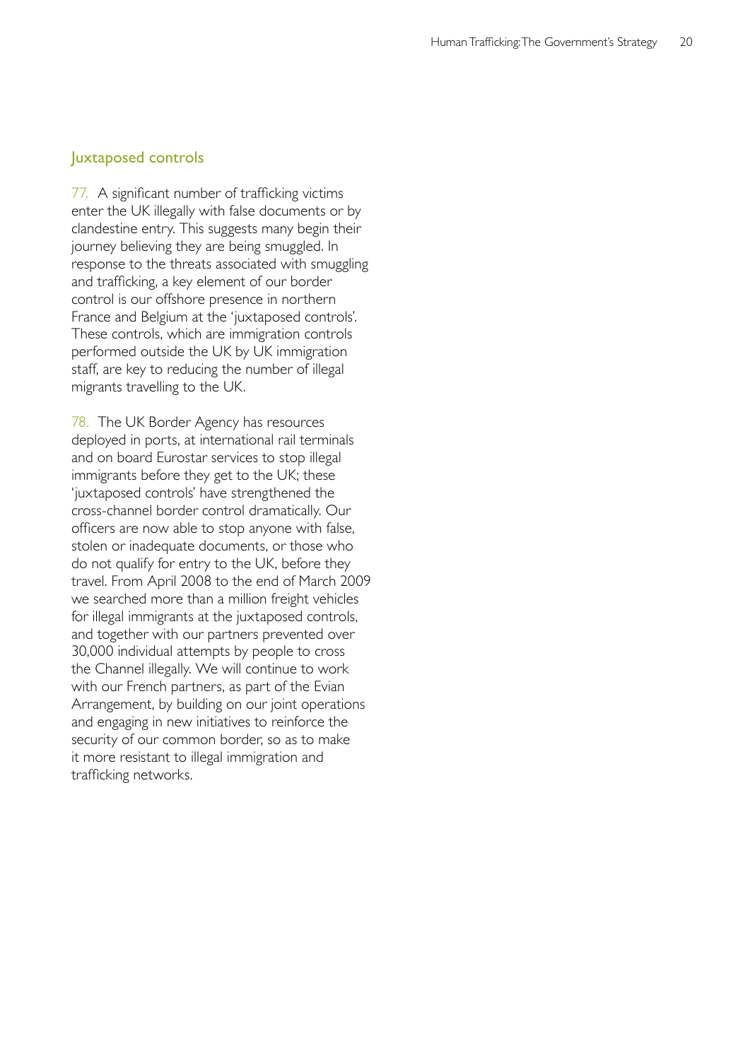## Juxtaposed controls

77. A significant number of trafficking victims enter the UK illegally with false documents or by clandestine entry. This suggests many begin their journey believing they are being smuggled. In response to the threats associated with smuggling and trafficking, a key element of our border control is our offshore presence in northern France and Belgium at the 'juxtaposed controls'. These controls, which are immigration controls performed outside the UK by UK immigration staff, are key to reducing the number of illegal migrants travelling to the UK.

78. The UK Border Agency has resources deployed in ports, at international rail terminals and on board Eurostar services to stop illegal immigrants before they get to the UK; these 'juxtaposed controls' have strengthened the cross-channel border control dramatically. Our officers are now able to stop anyone with false, stolen or inadequate documents, or those who do not qualify for entry to the UK, before they travel. From April 2008 to the end of March 2009 we searched more than a million freight vehicles for illegal immigrants at the juxtaposed controls, and together with our partners prevented over 30,000 individual attempts by people to cross the Channel illegally. We will continue to work with our French partners, as part of the Evian Arrangement, by building on our joint operations and engaging in new initiatives to reinforce the security of our common border, so as to make it more resistant to illegal immigration and trafficking networks.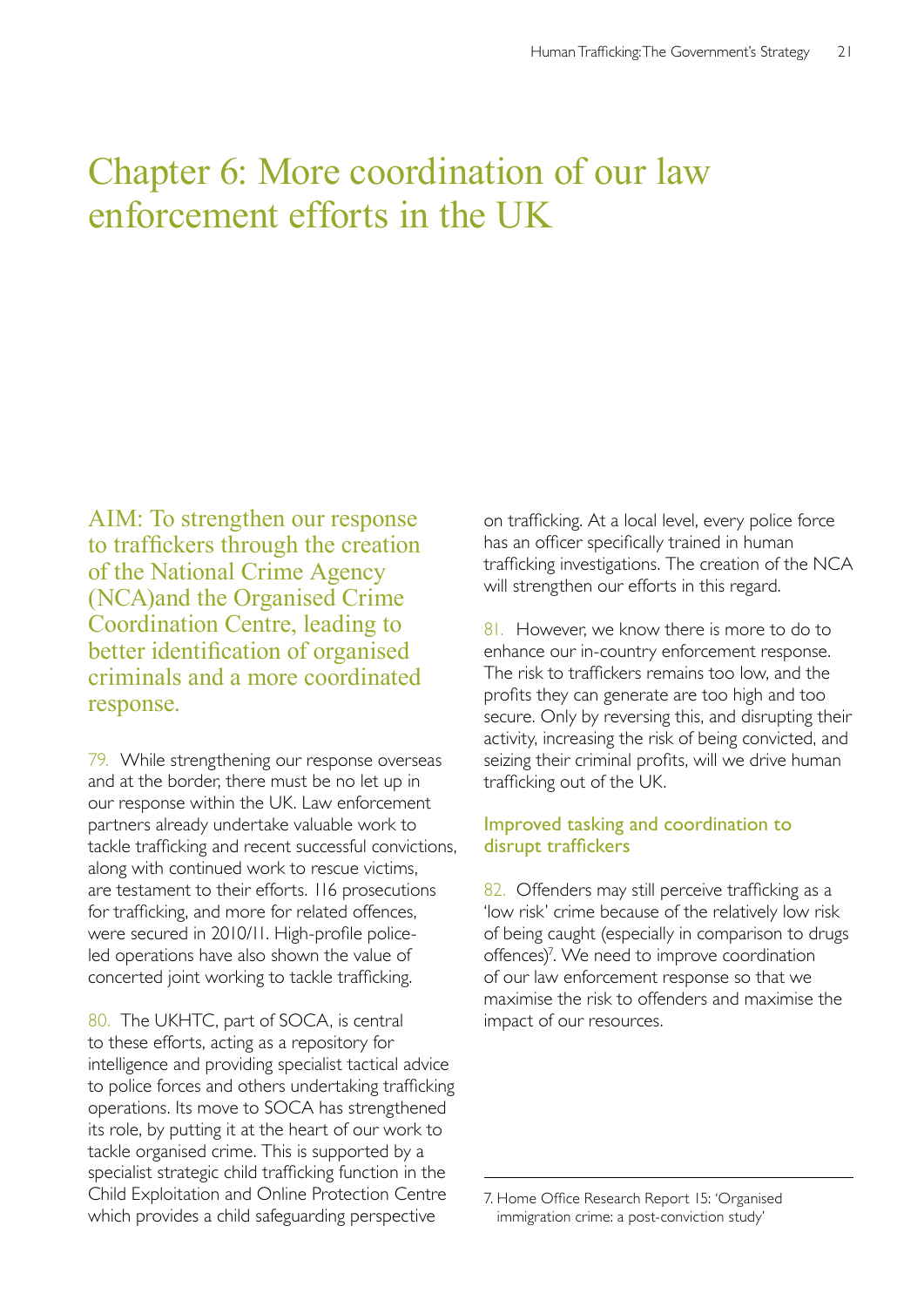# Chapter 6: More coordination of our law enforcement efforts in the UK

AIM: To strengthen our response to traffickers through the creation of the National Crime Agency (NCA)and the Organised Crime Coordination Centre, leading to better identification of organised criminals and a more coordinated response.

79. While strengthening our response overseas and at the border, there must be no let up in our response within the UK. Law enforcement partners already undertake valuable work to tackle trafficking and recent successful convictions, along with continued work to rescue victims, are testament to their efforts. 116 prosecutions for trafficking, and more for related offences, were secured in 2010/11. High-profile police-led operations have also shown the value of concerted joint working to tackle trafficking.

80. The UKHTC, part of SOCA, is central to these efforts, acting as a repository for intelligence and providing specialist tactical advice to police forces and others undertaking trafficking operations. Its move to SOCA has strengthened its role, by putting it at the heart of our work to tackle organised crime. This is supported by a specialist strategic child trafficking function in the Child Exploitation and Online Protection Centre which provides a child safeguarding perspective on trafficking. At a local level, every police force has an officer specifically trained in human trafficking investigations. The creation of the NCA will strengthen our efforts in this regard.

81. However, we know there is more to do to enhance our in-country enforcement response. The risk to traffickers remains too low, and the profits they can generate are too high and too secure. Only by reversing this, and disrupting their activity, increasing the risk of being convicted, and seizing their criminal profits, will we drive human trafficking out of the UK.

### Improved tasking and coordination to disrupt traffickers

82. Offenders may still perceive trafficking as a 'low risk' crime because of the relatively low risk of being caught (especially in comparison to drugs offences)[7]. We need to improve coordination of our law enforcement response so that we maximise the risk to offenders and maximise the impact of our resources.

7. Home Office Research Report 15: 'Organised immigration crime: a post-conviction study'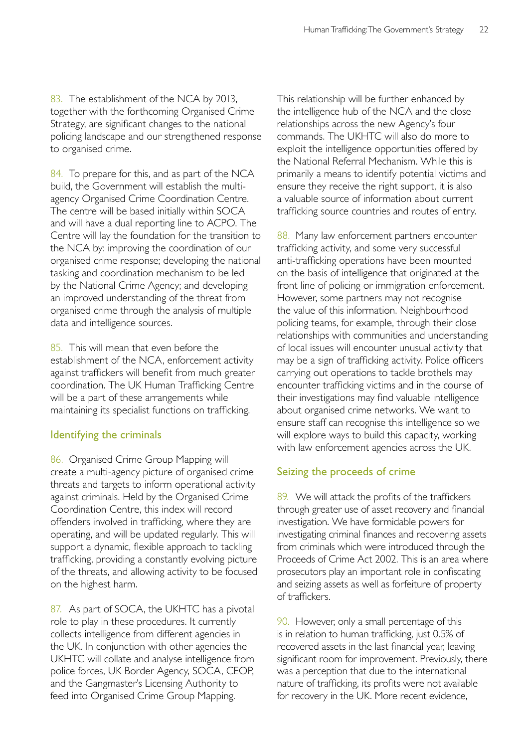83. The establishment of the NCA by 2013, together with the forthcoming Organised Crime Strategy, are significant changes to the national policing landscape and our strengthened response to organised crime.

84. To prepare for this, and as part of the NCA build, the Government will establish the multi-agency Organised Crime Coordination Centre. The centre will be based initially within SOCA and will have a dual reporting line to ACPO. The Centre will lay the foundation for the transition to the NCA by: improving the coordination of our organised crime response; developing the national tasking and coordination mechanism to be led by the National Crime Agency; and developing an improved understanding of the threat from organised crime through the analysis of multiple data and intelligence sources.

85. This will mean that even before the establishment of the NCA, enforcement activity against traffickers will benefit from much greater coordination. The UK Human Trafficking Centre will be a part of these arrangements while maintaining its specialist functions on trafficking.

## Identifying the criminals

86. Organised Crime Group Mapping will create a multi-agency picture of organised crime threats and targets to inform operational activity against criminals. Held by the Organised Crime Coordination Centre, this index will record offenders involved in trafficking, where they are operating, and will be updated regularly. This will support a dynamic, flexible approach to tackling trafficking, providing a constantly evolving picture of the threats, and allowing activity to be focused on the highest harm.

87. As part of SOCA, the UKHTC has a pivotal role to play in these procedures. It currently collects intelligence from different agencies in the UK. In conjunction with other agencies the UKHTC will collate and analyse intelligence from police forces, UK Border Agency, SOCA, CEOP, and the Gangmaster's Licensing Authority to feed into Organised Crime Group Mapping. This relationship will be further enhanced by the intelligence hub of the NCA and the close relationships across the new Agency's four commands. The UKHTC will also do more to exploit the intelligence opportunities offered by the National Referral Mechanism. While this is primarily a means to identify potential victims and ensure they receive the right support, it is also a valuable source of information about current trafficking source countries and routes of entry.

88. Many law enforcement partners encounter trafficking activity, and some very successful anti-trafficking operations have been mounted on the basis of intelligence that originated at the front line of policing or immigration enforcement. However, some partners may not recognise the value of this information. Neighbourhood policing teams, for example, through their close relationships with communities and understanding of local issues will encounter unusual activity that may be a sign of trafficking activity. Police officers carrying out operations to tackle brothels may encounter trafficking victims and in the course of their investigations may find valuable intelligence about organised crime networks. We want to ensure staff can recognise this intelligence so we will explore ways to build this capacity, working with law enforcement agencies across the UK.

## Seizing the proceeds of crime

89. We will attack the profits of the traffickers through greater use of asset recovery and financial investigation. We have formidable powers for investigating criminal finances and recovering assets from criminals which were introduced through the Proceeds of Crime Act 2002. This is an area where prosecutors play an important role in confiscating and seizing assets as well as forfeiture of property of traffickers.

90. However, only a small percentage of this is in relation to human trafficking, just 0.5% of recovered assets in the last financial year, leaving significant room for improvement. Previously, there was a perception that due to the international nature of trafficking, its profits were not available for recovery in the UK. More recent evidence,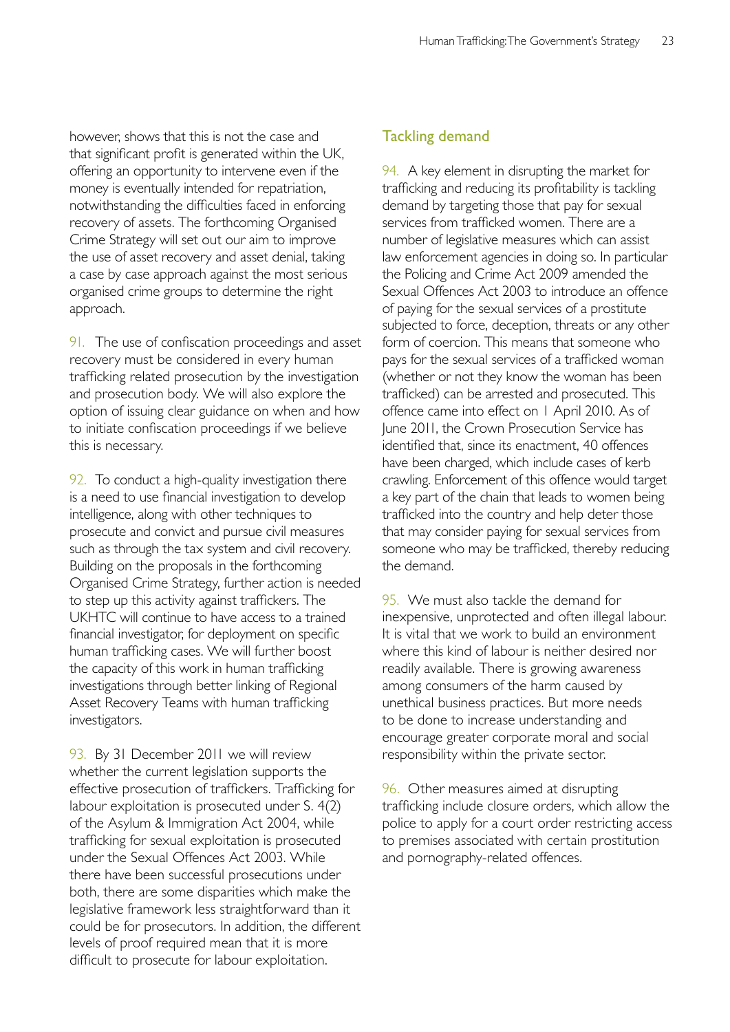however, shows that this is not the case and that significant profit is generated within the UK, offering an opportunity to intervene even if the money is eventually intended for repatriation, notwithstanding the difficulties faced in enforcing recovery of assets. The forthcoming Organised Crime Strategy will set out our aim to improve the use of asset recovery and asset denial, taking a case by case approach against the most serious organised crime groups to determine the right approach.

91. The use of confiscation proceedings and asset recovery must be considered in every human trafficking related prosecution by the investigation and prosecution body. We will also explore the option of issuing clear guidance on when and how to initiate confiscation proceedings if we believe this is necessary.

92. To conduct a high-quality investigation there is a need to use financial investigation to develop intelligence, along with other techniques to prosecute and convict and pursue civil measures such as through the tax system and civil recovery. Building on the proposals in the forthcoming Organised Crime Strategy, further action is needed to step up this activity against traffickers. The UKHTC will continue to have access to a trained financial investigator, for deployment on specific human trafficking cases. We will further boost the capacity of this work in human trafficking investigations through better linking of Regional Asset Recovery Teams with human trafficking investigators.

93. By 31 December 2011 we will review whether the current legislation supports the effective prosecution of traffickers. Trafficking for labour exploitation is prosecuted under S. 4(2) of the Asylum & Immigration Act 2004, while trafficking for sexual exploitation is prosecuted under the Sexual Offences Act 2003. While there have been successful prosecutions under both, there are some disparities which make the legislative framework less straightforward than it could be for prosecutors. In addition, the different levels of proof required mean that it is more difficult to prosecute for labour exploitation.

## Tackling demand

94. A key element in disrupting the market for trafficking and reducing its profitability is tackling demand by targeting those that pay for sexual services from trafficked women. There are a number of legislative measures which can assist law enforcement agencies in doing so. In particular the Policing and Crime Act 2009 amended the Sexual Offences Act 2003 to introduce an offence of paying for the sexual services of a prostitute subjected to force, deception, threats or any other form of coercion. This means that someone who pays for the sexual services of a trafficked woman (whether or not they know the woman has been trafficked) can be arrested and prosecuted. This offence came into effect on 1 April 2010. As of June 2011, the Crown Prosecution Service has identified that, since its enactment, 40 offences have been charged, which include cases of kerb crawling. Enforcement of this offence would target a key part of the chain that leads to women being trafficked into the country and help deter those that may consider paying for sexual services from someone who may be trafficked, thereby reducing the demand.

95. We must also tackle the demand for inexpensive, unprotected and often illegal labour. It is vital that we work to build an environment where this kind of labour is neither desired nor readily available. There is growing awareness among consumers of the harm caused by unethical business practices. But more needs to be done to increase understanding and encourage greater corporate moral and social responsibility within the private sector.

96. Other measures aimed at disrupting trafficking include closure orders, which allow the police to apply for a court order restricting access to premises associated with certain prostitution and pornography-related offences.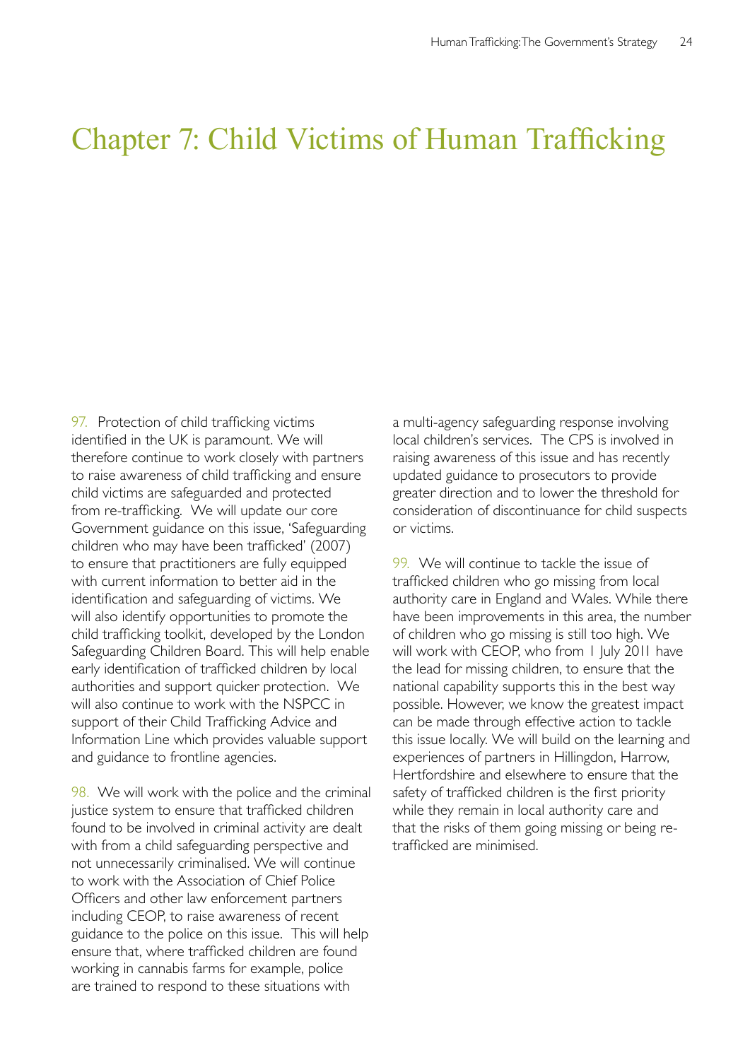# Chapter 7: Child Victims of Human Trafficking

97. Protection of child trafficking victims identified in the UK is paramount. We will therefore continue to work closely with partners to raise awareness of child trafficking and ensure child victims are safeguarded and protected from re-trafficking. We will update our core Government guidance on this issue, 'Safeguarding children who may have been trafficked' (2007) to ensure that practitioners are fully equipped with current information to better aid in the identification and safeguarding of victims. We will also identify opportunities to promote the child trafficking toolkit, developed by the London Safeguarding Children Board. This will help enable early identification of trafficked children by local authorities and support quicker protection. We will also continue to work with the NSPCC in support of their Child Trafficking Advice and Information Line which provides valuable support and guidance to frontline agencies.

98. We will work with the police and the criminal justice system to ensure that trafficked children found to be involved in criminal activity are dealt with from a child safeguarding perspective and not unnecessarily criminalised. We will continue to work with the Association of Chief Police Officers and other law enforcement partners including CEOP, to raise awareness of recent guidance to the police on this issue. This will help ensure that, where trafficked children are found working in cannabis farms for example, police are trained to respond to these situations with a multi-agency safeguarding response involving local children's services. The CPS is involved in raising awareness of this issue and has recently updated guidance to prosecutors to provide greater direction and to lower the threshold for consideration of discontinuance for child suspects or victims.

99. We will continue to tackle the issue of trafficked children who go missing from local authority care in England and Wales. While there have been improvements in this area, the number of children who go missing is still too high. We will work with CEOP, who from 1 July 2011 have the lead for missing children, to ensure that the national capability supports this in the best way possible. However, we know the greatest impact can be made through effective action to tackle this issue locally. We will build on the learning and experiences of partners in Hillingdon, Harrow, Hertfordshire and elsewhere to ensure that the safety of trafficked children is the first priority while they remain in local authority care and that the risks of them going missing or being re-trafficked are minimised.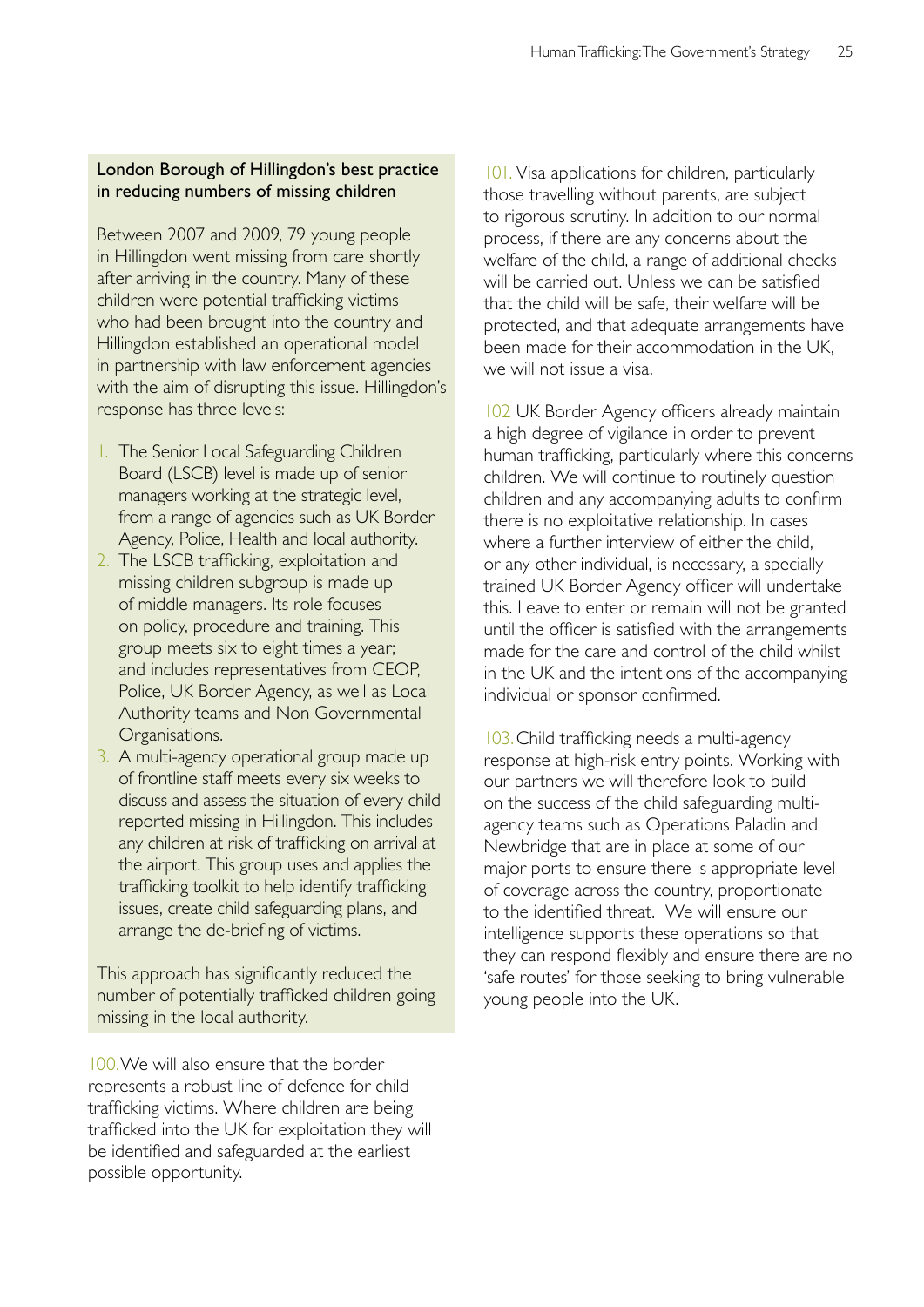### London Borough of Hillingdon's best practice in reducing numbers of missing children

Between 2007 and 2009, 79 young people in Hillingdon went missing from care shortly after arriving in the country. Many of these children were potential trafficking victims who had been brought into the country and Hillingdon established an operational model in partnership with law enforcement agencies with the aim of disrupting this issue. Hillingdon's response has three levels:

1. The Senior Local Safeguarding Children Board (LSCB) level is made up of senior managers working at the strategic level, from a range of agencies such as UK Border Agency, Police, Health and local authority.
2. The LSCB trafficking, exploitation and missing children subgroup is made up of middle managers. Its role focuses on policy, procedure and training. This group meets six to eight times a year; and includes representatives from CEOP, Police, UK Border Agency, as well as Local Authority teams and Non Governmental Organisations.
3. A multi-agency operational group made up of frontline staff meets every six weeks to discuss and assess the situation of every child reported missing in Hillingdon. This includes any children at risk of trafficking on arrival at the airport. This group uses and applies the trafficking toolkit to help identify trafficking issues, create child safeguarding plans, and arrange the de-briefing of victims.

This approach has significantly reduced the number of potentially trafficked children going missing in the local authority.

100. We will also ensure that the border represents a robust line of defence for child trafficking victims. Where children are being trafficked into the UK for exploitation they will be identified and safeguarded at the earliest possible opportunity.

101. Visa applications for children, particularly those travelling without parents, are subject to rigorous scrutiny. In addition to our normal process, if there are any concerns about the welfare of the child, a range of additional checks will be carried out. Unless we can be satisfied that the child will be safe, their welfare will be protected, and that adequate arrangements have been made for their accommodation in the UK, we will not issue a visa.

102. UK Border Agency officers already maintain a high degree of vigilance in order to prevent human trafficking, particularly where this concerns children. We will continue to routinely question children and any accompanying adults to confirm there is no exploitative relationship. In cases where a further interview of either the child, or any other individual, is necessary, a specially trained UK Border Agency officer will undertake this. Leave to enter or remain will not be granted until the officer is satisfied with the arrangements made for the care and control of the child whilst in the UK and the intentions of the accompanying individual or sponsor confirmed.

103. Child trafficking needs a multi-agency response at high-risk entry points. Working with our partners we will therefore look to build on the success of the child safeguarding multi-agency teams such as Operations Paladin and Newbridge that are in place at some of our major ports to ensure there is appropriate level of coverage across the country, proportionate to the identified threat. We will ensure our intelligence supports these operations so that they can respond flexibly and ensure there are no 'safe routes' for those seeking to bring vulnerable young people into the UK.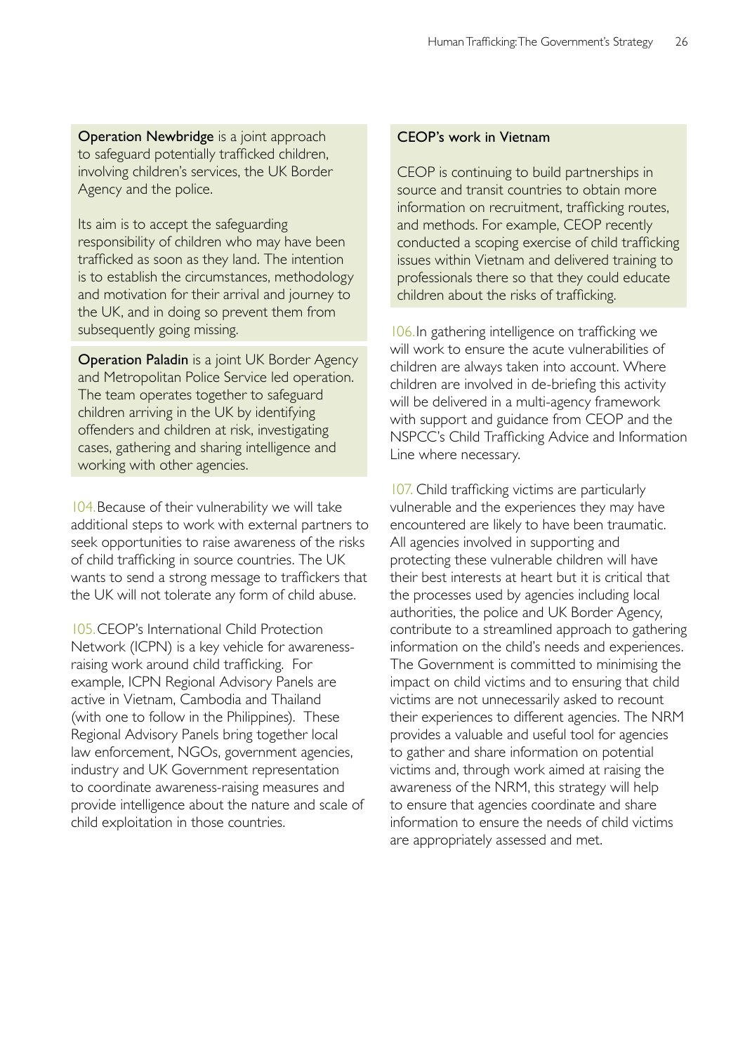**Operation Newbridge** is a joint approach to safeguard potentially trafficked children, involving children's services, the UK Border Agency and the police.

Its aim is to accept the safeguarding responsibility of children who may have been trafficked as soon as they land. The intention is to establish the circumstances, methodology and motivation for their arrival and journey to the UK, and in doing so prevent them from subsequently going missing.

**Operation Paladin** is a joint UK Border Agency and Metropolitan Police Service led operation. The team operates together to safeguard children arriving in the UK by identifying offenders and children at risk, investigating cases, gathering and sharing intelligence and working with other agencies.

104. Because of their vulnerability we will take additional steps to work with external partners to seek opportunities to raise awareness of the risks of child trafficking in source countries. The UK wants to send a strong message to traffickers that the UK will not tolerate any form of child abuse.

105. CEOP's International Child Protection Network (ICPN) is a key vehicle for awareness-raising work around child trafficking. For example, ICPN Regional Advisory Panels are active in Vietnam, Cambodia and Thailand (with one to follow in the Philippines). These Regional Advisory Panels bring together local law enforcement, NGOs, government agencies, industry and UK Government representation to coordinate awareness-raising measures and provide intelligence about the nature and scale of child exploitation in those countries.

**CEOP's work in Vietnam**

CEOP is continuing to build partnerships in source and transit countries to obtain more information on recruitment, trafficking routes, and methods. For example, CEOP recently conducted a scoping exercise of child trafficking issues within Vietnam and delivered training to professionals there so that they could educate children about the risks of trafficking.

106. In gathering intelligence on trafficking we will work to ensure the acute vulnerabilities of children are always taken into account. Where children are involved in de-briefing this activity will be delivered in a multi-agency framework with support and guidance from CEOP and the NSPCC's Child Trafficking Advice and Information Line where necessary.

107. Child trafficking victims are particularly vulnerable and the experiences they may have encountered are likely to have been traumatic. All agencies involved in supporting and protecting these vulnerable children will have their best interests at heart but it is critical that the processes used by agencies including local authorities, the police and UK Border Agency, contribute to a streamlined approach to gathering information on the child's needs and experiences. The Government is committed to minimising the impact on child victims and to ensuring that child victims are not unnecessarily asked to recount their experiences to different agencies. The NRM provides a valuable and useful tool for agencies to gather and share information on potential victims and, through work aimed at raising the awareness of the NRM, this strategy will help to ensure that agencies coordinate and share information to ensure the needs of child victims are appropriately assessed and met.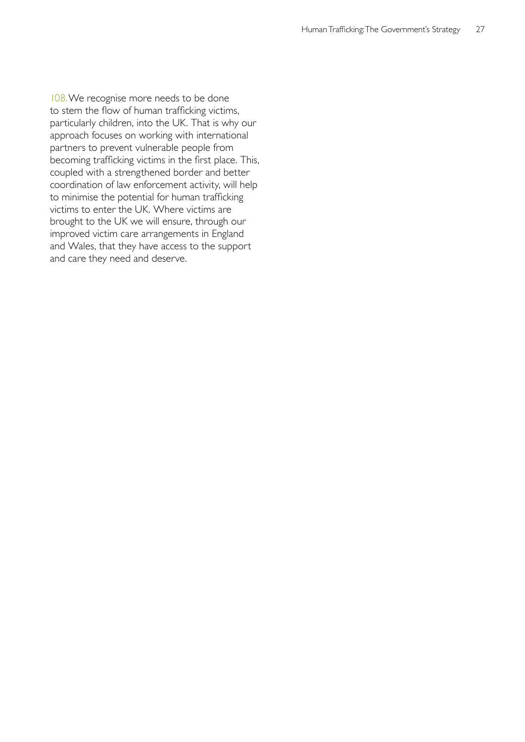108. We recognise more needs to be done to stem the flow of human trafficking victims, particularly children, into the UK. That is why our approach focuses on working with international partners to prevent vulnerable people from becoming trafficking victims in the first place. This, coupled with a strengthened border and better coordination of law enforcement activity, will help to minimise the potential for human trafficking victims to enter the UK. Where victims are brought to the UK we will ensure, through our improved victim care arrangements in England and Wales, that they have access to the support and care they need and deserve.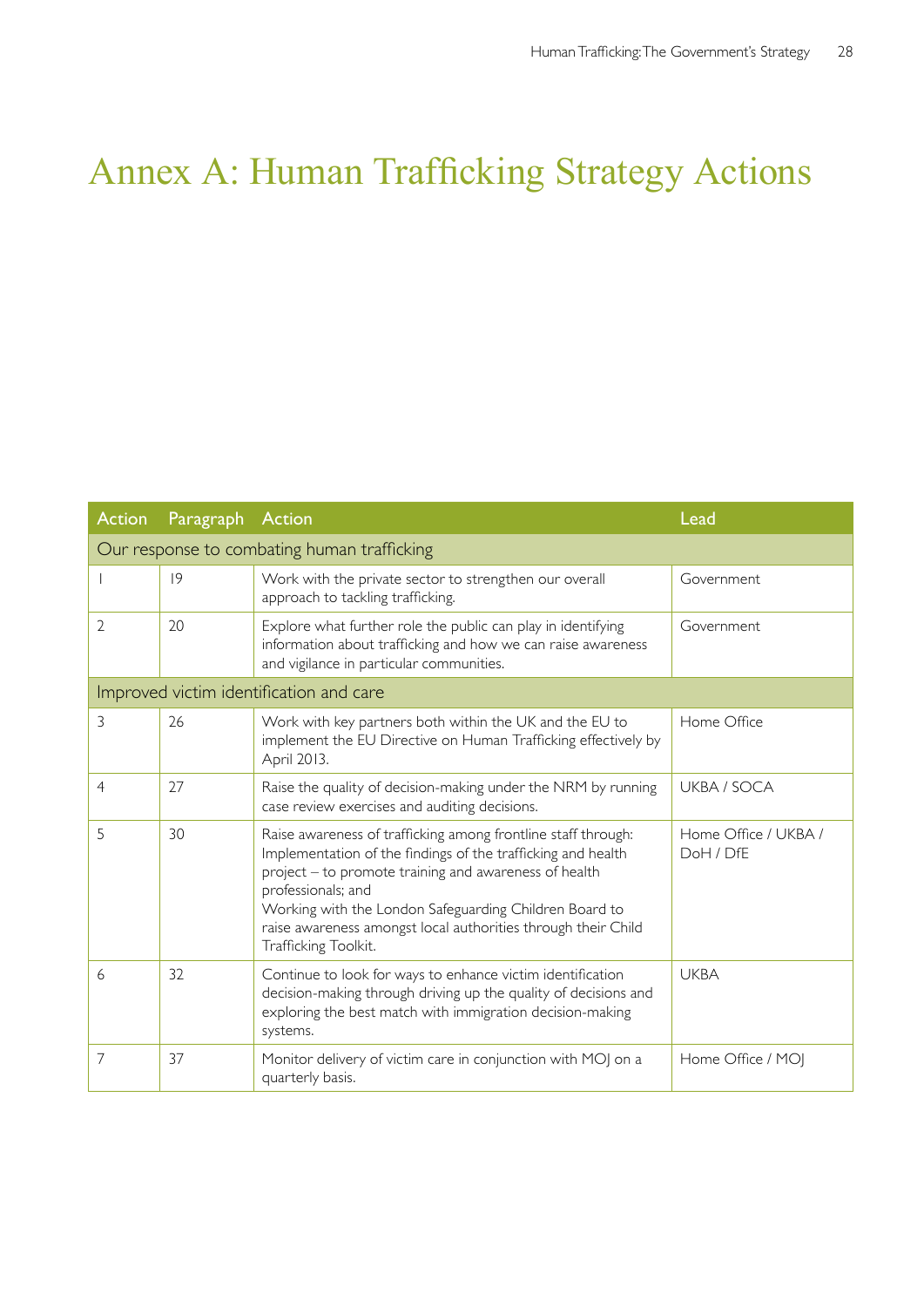# Annex A: Human Trafficking Strategy Actions

| Action | Paragraph | Action | Lead |
|---|---|---|---|
| Our response to combating human trafficking | | | |
| 1 | 19 | Work with the private sector to strengthen our overall approach to tackling trafficking. | Government |
| 2 | 20 | Explore what further role the public can play in identifying information about trafficking and how we can raise awareness and vigilance in particular communities. | Government |
| Improved victim identification and care | | | |
| 3 | 26 | Work with key partners both within the UK and the EU to implement the EU Directive on Human Trafficking effectively by April 2013. | Home Office |
| 4 | 27 | Raise the quality of decision-making under the NRM by running case review exercises and auditing decisions. | UKBA / SOCA |
| 5 | 30 | Raise awareness of trafficking among frontline staff through: Implementation of the findings of the trafficking and health project – to promote training and awareness of health professionals; and Working with the London Safeguarding Children Board to raise awareness amongst local authorities through their Child Trafficking Toolkit. | Home Office / UKBA / DoH / DfE |
| 6 | 32 | Continue to look for ways to enhance victim identification decision-making through driving up the quality of decisions and exploring the best match with immigration decision-making systems. | UKBA |
| 7 | 37 | Monitor delivery of victim care in conjunction with MOJ on a quarterly basis. | Home Office / MOJ |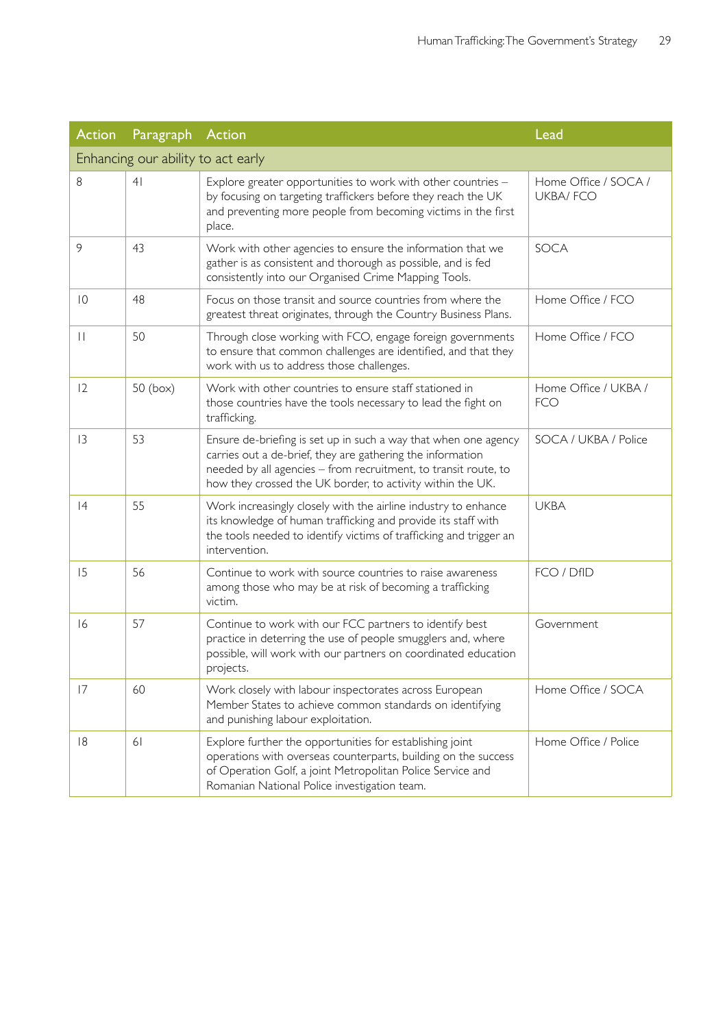| Action | Paragraph | Action | Lead |
|---|---|---|---|
| Enhancing our ability to act early | | | |
| 8 | 41 | Explore greater opportunities to work with other countries – by focusing on targeting traffickers before they reach the UK and preventing more people from becoming victims in the first place. | Home Office / SOCA / UKBA/ FCO |
| 9 | 43 | Work with other agencies to ensure the information that we gather is as consistent and thorough as possible, and is fed consistently into our Organised Crime Mapping Tools. | SOCA |
| 10 | 48 | Focus on those transit and source countries from where the greatest threat originates, through the Country Business Plans. | Home Office / FCO |
| 11 | 50 | Through close working with FCO, engage foreign governments to ensure that common challenges are identified, and that they work with us to address those challenges. | Home Office / FCO |
| 12 | 50 (box) | Work with other countries to ensure staff stationed in those countries have the tools necessary to lead the fight on trafficking. | Home Office / UKBA / FCO |
| 13 | 53 | Ensure de-briefing is set up in such a way that when one agency carries out a de-brief, they are gathering the information needed by all agencies – from recruitment, to transit route, to how they crossed the UK border, to activity within the UK. | SOCA / UKBA / Police |
| 14 | 55 | Work increasingly closely with the airline industry to enhance its knowledge of human trafficking and provide its staff with the tools needed to identify victims of trafficking and trigger an intervention. | UKBA |
| 15 | 56 | Continue to work with source countries to raise awareness among those who may be at risk of becoming a trafficking victim. | FCO / DfID |
| 16 | 57 | Continue to work with our FCC partners to identify best practice in deterring the use of people smugglers and, where possible, will work with our partners on coordinated education projects. | Government |
| 17 | 60 | Work closely with labour inspectorates across European Member States to achieve common standards on identifying and punishing labour exploitation. | Home Office / SOCA |
| 18 | 61 | Explore further the opportunities for establishing joint operations with overseas counterparts, building on the success of Operation Golf, a joint Metropolitan Police Service and Romanian National Police investigation team. | Home Office / Police |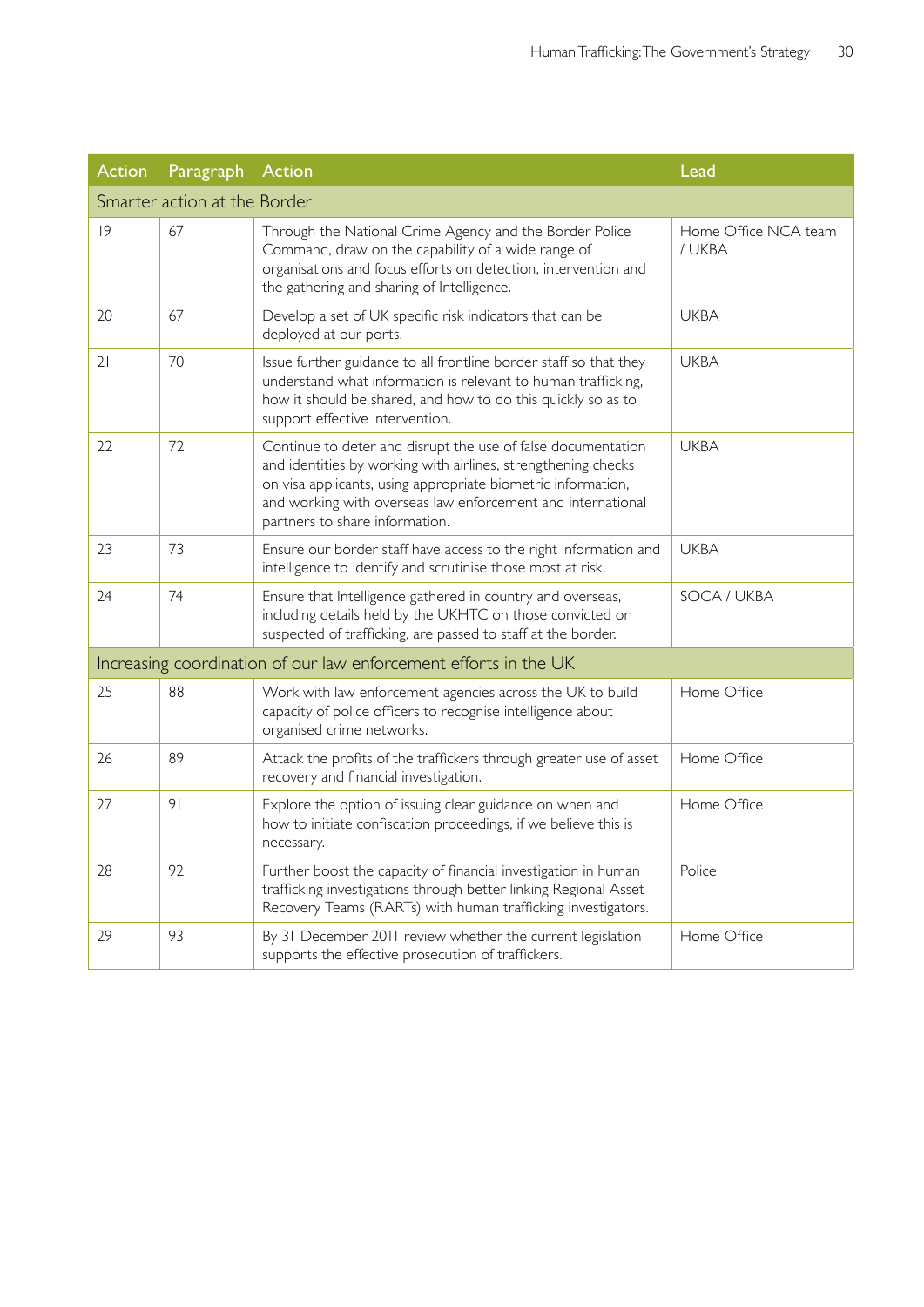| Action | Paragraph | Action | Lead |
|---|---|---|---|
| Smarter action at the Border | | | |
| 19 | 67 | Through the National Crime Agency and the Border Police Command, draw on the capability of a wide range of organisations and focus efforts on detection, intervention and the gathering and sharing of Intelligence. | Home Office NCA team / UKBA |
| 20 | 67 | Develop a set of UK specific risk indicators that can be deployed at our ports. | UKBA |
| 21 | 70 | Issue further guidance to all frontline border staff so that they understand what information is relevant to human trafficking, how it should be shared, and how to do this quickly so as to support effective intervention. | UKBA |
| 22 | 72 | Continue to deter and disrupt the use of false documentation and identities by working with airlines, strengthening checks on visa applicants, using appropriate biometric information, and working with overseas law enforcement and international partners to share information. | UKBA |
| 23 | 73 | Ensure our border staff have access to the right information and intelligence to identify and scrutinise those most at risk. | UKBA |
| 24 | 74 | Ensure that Intelligence gathered in country and overseas, including details held by the UKHTC on those convicted or suspected of trafficking, are passed to staff at the border. | SOCA / UKBA |
| Increasing coordination of our law enforcement efforts in the UK | | | |
| 25 | 88 | Work with law enforcement agencies across the UK to build capacity of police officers to recognise intelligence about organised crime networks. | Home Office |
| 26 | 89 | Attack the profits of the traffickers through greater use of asset recovery and financial investigation. | Home Office |
| 27 | 91 | Explore the option of issuing clear guidance on when and how to initiate confiscation proceedings, if we believe this is necessary. | Home Office |
| 28 | 92 | Further boost the capacity of financial investigation in human trafficking investigations through better linking Regional Asset Recovery Teams (RARTs) with human trafficking investigators. | Police |
| 29 | 93 | By 31 December 2011 review whether the current legislation supports the effective prosecution of traffickers. | Home Office |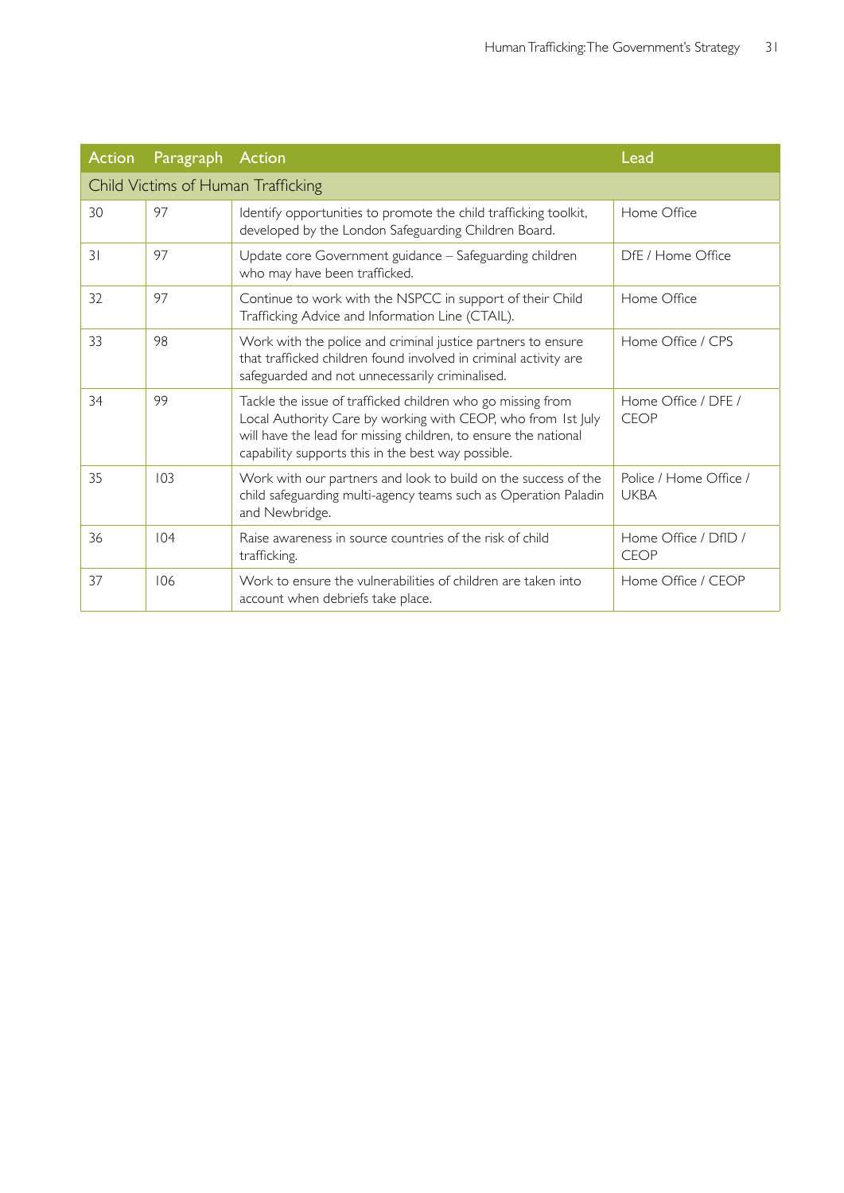| Action | Paragraph | Action | Lead |
|---|---|---|---|
| Child Victims of Human Trafficking | | | |
| 30 | 97 | Identify opportunities to promote the child trafficking toolkit, developed by the London Safeguarding Children Board. | Home Office |
| 31 | 97 | Update core Government guidance – Safeguarding children who may have been trafficked. | DfE / Home Office |
| 32 | 97 | Continue to work with the NSPCC in support of their Child Trafficking Advice and Information Line (CTAIL). | Home Office |
| 33 | 98 | Work with the police and criminal justice partners to ensure that trafficked children found involved in criminal activity are safeguarded and not unnecessarily criminalised. | Home Office / CPS |
| 34 | 99 | Tackle the issue of trafficked children who go missing from Local Authority Care by working with CEOP, who from 1st July will have the lead for missing children, to ensure the national capability supports this in the best way possible. | Home Office / DFE / CEOP |
| 35 | 103 | Work with our partners and look to build on the success of the child safeguarding multi-agency teams such as Operation Paladin and Newbridge. | Police / Home Office / UKBA |
| 36 | 104 | Raise awareness in source countries of the risk of child trafficking. | Home Office / DfID / CEOP |
| 37 | 106 | Work to ensure the vulnerabilities of children are taken into account when debriefs take place. | Home Office / CEOP |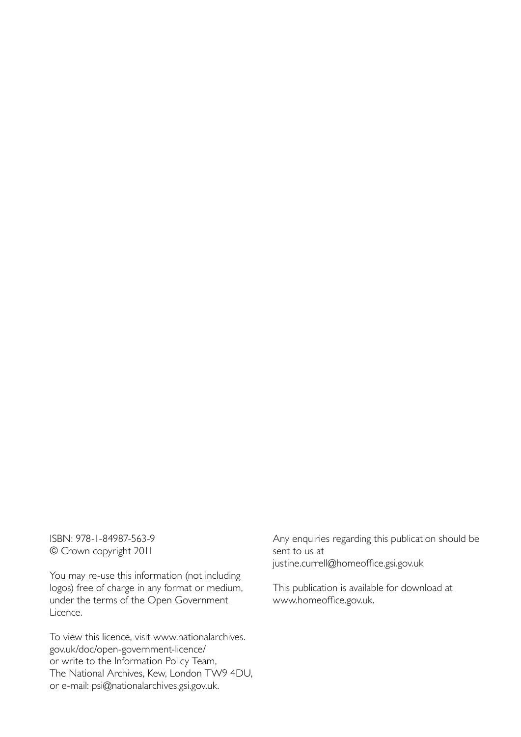ISBN: 978-1-84987-563-9
© Crown copyright 2011

You may re-use this information (not including logos) free of charge in any format or medium, under the terms of the Open Government Licence.

To view this licence, visit www.nationalarchives.gov.uk/doc/open-government-licence/ or write to the Information Policy Team, The National Archives, Kew, London TW9 4DU, or e-mail: psi@nationalarchives.gsi.gov.uk.

Any enquiries regarding this publication should be sent to us at justine.currell@homeoffice.gsi.gov.uk

This publication is available for download at www.homeoffice.gov.uk.